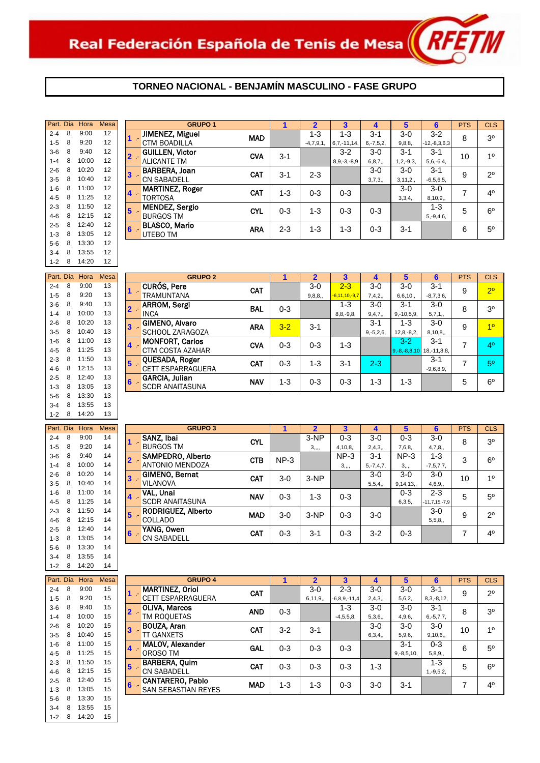# Real Federación Española de Tenis de Mesa

## TORNEO NACIONAL - BENJAMÍN MASCULINO - FASE GRUPO

| Part. | Día | Hora | Mesa |
|---|---|---|---|
| 2-4 | 8 | 9:00 | 12 |
| 1-5 | 8 | 9:20 | 12 |
| 3-6 | 8 | 9:40 | 12 |
| 1-4 | 8 | 10:00 | 12 |
| 2-6 | 8 | 10:20 | 12 |
| 3-5 | 8 | 10:40 | 12 |
| 1-6 | 8 | 11:00 | 12 |
| 4-5 | 8 | 11:25 | 12 |
| 2-3 | 8 | 11:50 | 12 |
| 4-6 | 8 | 12:15 | 12 |
| 2-5 | 8 | 12:40 | 12 |
| 1-3 | 8 | 13:05 | 12 |
| 5-6 | 8 | 13:30 | 12 |
| 3-4 | 8 | 13:55 | 12 |
| 1-2 | 8 | 14:20 | 12 |

| | GRUPO 1 | | 1 | 2 | 3 | 4 | 5 | 6 | PTS | CLS |
|---|---|---|---|---|---|---|---|---|---|---|
| 1 .- | JIMENEZ, Miguel<br>CTM BOADILLA | MAD | | 1-3<br>-4,7,9,1, | 1-3<br>6,7,-11,14, | 3-1<br>6,-7,5,2, | 3-0<br>9,8,8,, | 3-2<br>-12,-8,3,6,3 | 8 | 3º |
| 2 .- | GUILLEN, Victor<br>ALICANTE TM | CVA | 3-1 | | 3-2<br>8,9,-3,-8,9 | 3-0<br>6,8,7,, | 3-1<br>1,2,-9,3, | 3-1<br>5,6,-6,4, | 10 | 1º |
| 3 .- | BARBERA, Joan<br>CN SABADELL | CAT | 3-1 | 2-3 | | 3-0<br>3,7,3,, | 3-0<br>3,11,2,, | 3-1<br>-6,5,6,5, | 9 | 2º |
| 4 .- | MARTINEZ, Roger<br>TORTOSA | CAT | 1-3 | 0-3 | 0-3 | | 3-0<br>3,3,4,, | 3-0<br>8,10,9,, | 7 | 4º |
| 5 .- | MENDEZ, Sergio<br>BURGOS TM | CYL | 0-3 | 1-3 | 0-3 | 0-3 | | 1-3<br>5,-9,4,6, | 5 | 6º |
| 6 .- | BLASCO, Mario<br>UTEBO TM | ARA | 2-3 | 1-3 | 1-3 | 0-3 | 3-1 | | 6 | 5º |

| Part. | Día | Hora | Mesa |
|---|---|---|---|
| 2-4 | 8 | 9:00 | 13 |
| 1-5 | 8 | 9:20 | 13 |
| 3-6 | 8 | 9:40 | 13 |
| 1-4 | 8 | 10:00 | 13 |
| 2-6 | 8 | 10:20 | 13 |
| 3-5 | 8 | 10:40 | 13 |
| 1-6 | 8 | 11:00 | 13 |
| 4-5 | 8 | 11:25 | 13 |
| 2-3 | 8 | 11:50 | 13 |
| 4-6 | 8 | 12:15 | 13 |
| 2-5 | 8 | 12:40 | 13 |
| 1-3 | 8 | 13:05 | 13 |
| 5-6 | 8 | 13:30 | 13 |
| 3-4 | 8 | 13:55 | 13 |
| 1-2 | 8 | 14:20 | 13 |

| | GRUPO 2 | | 1 | 2 | 3 | 4 | 5 | 6 | PTS | CLS |
|---|---|---|---|---|---|---|---|---|---|---|
| 1 .- | CURÓS, Pere<br>TRAMUNTANA | CAT | | 3-0<br>9,8,8,, | 2-3<br>-6,11,10,-9,7 | 3-0<br>7,4,2,, | 3-0<br>6,6,10,, | 3-1<br>-8,7,3,6, | 9 | 2º |
| 2 .- | ARROM, Sergi<br>INCA | BAL | 0-3 | | 1-3<br>8,8,-9,8, | 3-0<br>9,4,7,, | 3-1<br>9,-10,5,9, | 3-0<br>5,7,1,, | 8 | 3º |
| 3 .- | GIMENO, Alvaro<br>SCHOOL ZARAGOZA | ARA | 3-2 | 3-1 | | 3-1<br>9,-5,2,6, | 1-3<br>12,8,-8,2, | 3-0<br>8,10,8,, | 9 | 1º |
| 4 .- | MONFORT, Carlos<br>CTM COSTA AZAHAR | CVA | 0-3 | 0-3 | 1-3 | | 3-2<br>9,-8,-8,8,10 | 3-1<br>18,-11,8,8, | 7 | 4º |
| 5 .- | QUESADA, Roger<br>CETT ESPARRAGUERA | CAT | 0-3 | 1-3 | 3-1 | 2-3 | | 3-1<br>-9,6,8,9, | 7 | 5º |
| 6 .- | GARCIA, Julian<br>SCDR ANAITASUNA | NAV | 1-3 | 0-3 | 0-3 | 1-3 | 1-3 | | 5 | 6º |

| Part. | Día | Hora | Mesa |
|---|---|---|---|
| 2-4 | 8 | 9:00 | 14 |
| 1-5 | 8 | 9:20 | 14 |
| 3-6 | 8 | 9:40 | 14 |
| 1-4 | 8 | 10:00 | 14 |
| 2-6 | 8 | 10:20 | 14 |
| 3-5 | 8 | 10:40 | 14 |
| 1-6 | 8 | 11:00 | 14 |
| 4-5 | 8 | 11:25 | 14 |
| 2-3 | 8 | 11:50 | 14 |
| 4-6 | 8 | 12:15 | 14 |
| 2-5 | 8 | 12:40 | 14 |
| 1-3 | 8 | 13:05 | 14 |
| 5-6 | 8 | 13:30 | 14 |
| 3-4 | 8 | 13:55 | 14 |
| 1-2 | 8 | 14:20 | 14 |

| | GRUPO 3 | | 1 | 2 | 3 | 4 | 5 | 6 | PTS | CLS |
|---|---|---|---|---|---|---|---|---|---|---|
| 1 .- | SANZ, Ibai<br>BURGOS TM | CYL | | 3-NP<br>3,,,, | 0-3<br>4,10,8,, | 3-0<br>2,4,3,, | 0-3<br>7,6,8,, | 3-0<br>4,7,8,, | 8 | 3º |
| 2 .- | SAMPEDRO, Alberto<br>ANTONIO MENDOZA | CTB | NP-3 | | NP-3<br>3,,,, | 3-1<br>5,-7,4,7, | NP-3<br>3,,,, | 1-3<br>-7,5,7,7, | 3 | 6º |
| 3 .- | GIMENO, Bernat<br>VILANOVA | CAT | 3-0 | 3-NP | | 3-0<br>5,5,4,, | 3-0<br>9,14,13,, | 3-0<br>4,6,9,, | 10 | 1º |
| 4 .- | VAL, Unai<br>SCDR ANAITASUNA | NAV | 0-3 | 1-3 | 0-3 | | 0-3<br>6,3,5,, | 2-3<br>-11,7,15,-7,9 | 5 | 5º |
| 5 .- | RODRIGUEZ, Alberto<br>COLLADO | MAD | 3-0 | 3-NP | 0-3 | 3-0 | | 3-0<br>5,5,8,, | 9 | 2º |
| 6 .- | YANG, Owen<br>CN SABADELL | CAT | 0-3 | 3-1 | 0-3 | 3-2 | 0-3 | | 7 | 4º |

| Part. | Día | Hora | Mesa |
|---|---|---|---|
| 2-4 | 8 | 9:00 | 15 |
| 1-5 | 8 | 9:20 | 15 |
| 3-6 | 8 | 9:40 | 15 |
| 1-4 | 8 | 10:00 | 15 |
| 2-6 | 8 | 10:20 | 15 |
| 3-5 | 8 | 10:40 | 15 |
| 1-6 | 8 | 11:00 | 15 |
| 4-5 | 8 | 11:25 | 15 |
| 2-3 | 8 | 11:50 | 15 |
| 4-6 | 8 | 12:15 | 15 |
| 2-5 | 8 | 12:40 | 15 |
| 1-3 | 8 | 13:05 | 15 |
| 5-6 | 8 | 13:30 | 15 |
| 3-4 | 8 | 13:55 | 15 |
| 1-2 | 8 | 14:20 | 15 |

| | GRUPO 4 | | 1 | 2 | 3 | 4 | 5 | 6 | PTS | CLS |
|---|---|---|---|---|---|---|---|---|---|---|
| 1 .- | MARTINEZ, Oriol<br>CETT ESPARRAGUERA | CAT | | 3-0<br>6,11,9,, | 2-3<br>-6,8,9,-11,4 | 3-0<br>2,4,3,, | 3-0<br>5,6,2,, | 3-1<br>8,3,-8,12, | 9 | 2º |
| 2 .- | OLIVA, Marcos<br>TM ROQUETAS | AND | 0-3 | | 1-3<br>-4,5,5,8, | 3-0<br>5,3,6,, | 3-0<br>4,9,6,, | 3-1<br>6,-5,7,7, | 8 | 3º |
| 3 .- | BOUZA, Aran<br>TT GANXETS | CAT | 3-2 | 3-1 | | 3-0<br>6,3,4,, | 3-0<br>5,9,6,, | 3-0<br>9,10,6,, | 10 | 1º |
| 4 .- | MALOV, Alexander<br>OROSO TM | GAL | 0-3 | 0-3 | 0-3 | | 3-1<br>9,-8,5,10, | 0-3<br>5,8,9,, | 6 | 5º |
| 5 .- | BARBERA, Quim<br>CN SABADELL | CAT | 0-3 | 0-3 | 0-3 | 1-3 | | 1-3<br>1,-9,5,2, | 5 | 6º |
| 6 .- | CANTARERO, Pablo<br>SAN SEBASTIAN REYES | MAD | 1-3 | 1-3 | 0-3 | 3-0 | 3-1 | | 7 | 4º |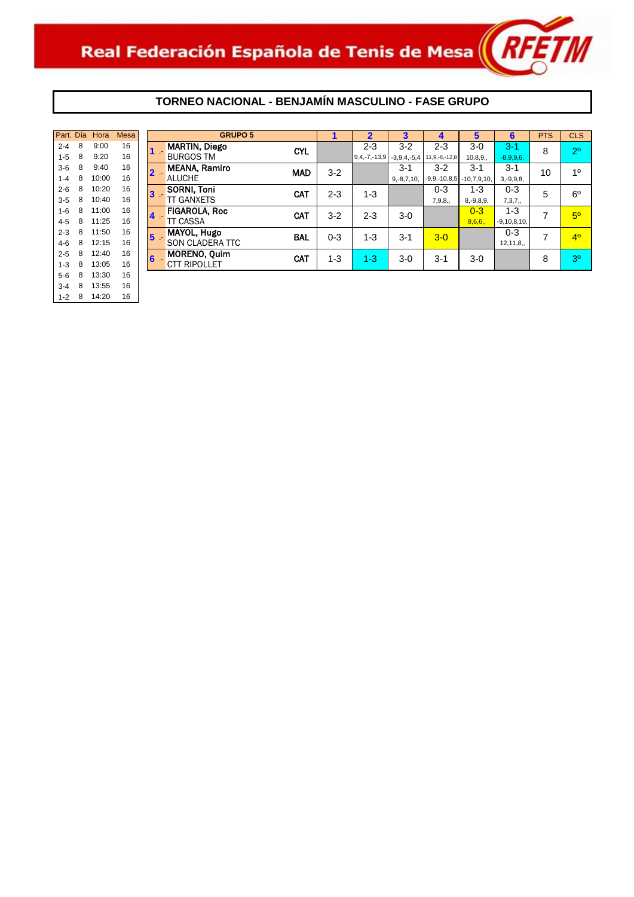Real Federación Española de Tenis de Mesa

## TORNEO NACIONAL - BENJAMÍN MASCULINO - FASE GRUPO

| Part. | Día | Hora | Mesa |
|---|---|---|---|
| 2-4 | 8 | 9:00 | 16 |
| 1-5 | 8 | 9:20 | 16 |
| 3-6 | 8 | 9:40 | 16 |
| 1-4 | 8 | 10:00 | 16 |
| 2-6 | 8 | 10:20 | 16 |
| 3-5 | 8 | 10:40 | 16 |
| 1-6 | 8 | 11:00 | 16 |
| 4-5 | 8 | 11:25 | 16 |
| 2-3 | 8 | 11:50 | 16 |
| 4-6 | 8 | 12:15 | 16 |
| 2-5 | 8 | 12:40 | 16 |
| 1-3 | 8 | 13:05 | 16 |
| 5-6 | 8 | 13:30 | 16 |
| 3-4 | 8 | 13:55 | 16 |
| 1-2 | 8 | 14:20 | 16 |

| GRUPO 5 | | 1 | 2 | 3 | 4 | 5 | 6 | PTS | CLS |
|---|---|---|---|---|---|---|---|---|---|
| 1 .- **MARTIN, Diego** BURGOS TM | CYL | | 2-3 9,4,-7,-13,9 | 3-2 -3,9,4,-5,4 | 2-3 11,9,-8,-12,8 | 3-0 10,8,9,, | 3-1 -8,9,9,6, | 8 | 2º |
| 2 .- **MEANA, Ramiro** ALUCHE | MAD | 3-2 | | 3-1 9,-8,7,10, | 3-2 -9,9,-10,8,5 | 3-1 -10,7,9,10, | 3-1 3,-9,9,8, | 10 | 1º |
| 3 .- **SORNI, Toni** TT GANXETS | CAT | 2-3 | 1-3 | | 0-3 7,9,8,, | 1-3 8,-9,8,9, | 0-3 7,3,7,, | 5 | 6º |
| 4 .- **FIGAROLA, Roc** TT CASSA | CAT | 3-2 | 2-3 | 3-0 | | 0-3 8,6,6,, | 1-3 -9,10,8,10, | 7 | 5º |
| 5 .- **MAYOL, Hugo** SON CLADERA TTC | BAL | 0-3 | 1-3 | 3-1 | 3-0 | | 0-3 12,11,8,, | 7 | 4º |
| 6 .- **MORENO, Quim** CTT RIPOLLET | CAT | 1-3 | 1-3 | 3-0 | 3-1 | 3-0 | | 8 | 3º |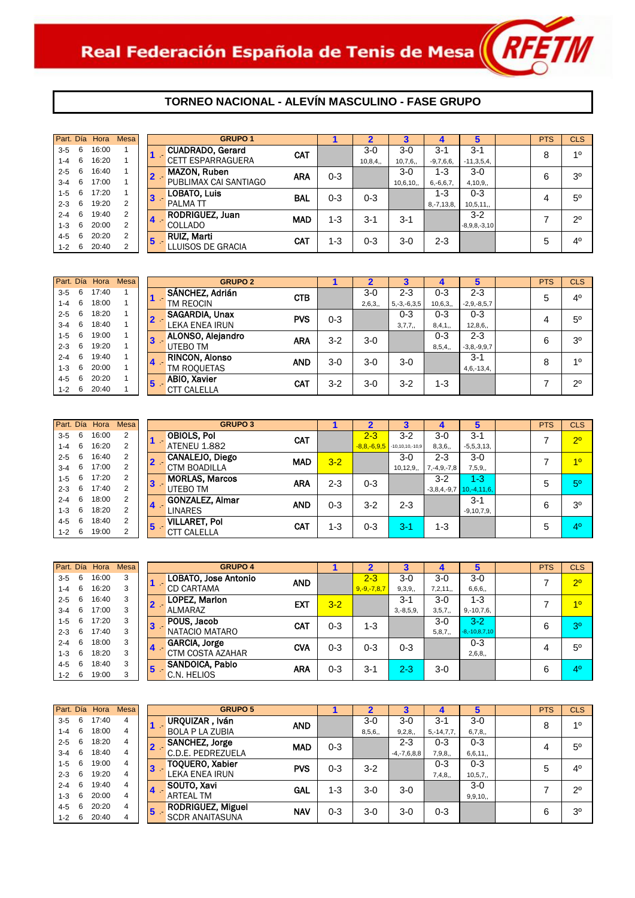Real Federación Española de Tenis de Mesa — RFETM

## TORNEO NACIONAL - ALEVÍN MASCULINO - FASE GRUPO

| Part. | Día | Hora | Mesa |
|---|---|---|---|
| 3-5 | 6 | 16:00 | 1 |
| 1-4 | 6 | 16:20 | 1 |
| 2-5 | 6 | 16:40 | 1 |
| 3-4 | 6 | 17:00 | 1 |
| 1-5 | 6 | 17:20 | 1 |
| 2-3 | 6 | 19:20 | 2 |
| 2-4 | 6 | 19:40 | 2 |
| 1-3 | 6 | 20:00 | 2 |
| 4-5 | 6 | 20:20 | 2 |
| 1-2 | 6 | 20:40 | 2 |

| GRUPO 1 | | | 1 | 2 | 3 | 4 | 5 | | PTS | CLS |
|---|---|---|---|---|---|---|---|---|---|---|
| 1 .- | CUADRADO, Gerard<br>CETT ESPARRAGUERA | CAT | | 3-0<br>10,8,4,, | 3-0<br>10,7,6,, | 3-1<br>-9,7,6,6, | 3-1<br>-11,3,5,4, | | 8 | 1º |
| 2 .- | MAZON, Ruben<br>PUBLIMAX CAI SANTIAGO | ARA | 0-3 | | 3-0<br>10,6,10,, | 1-3<br>6,-6,6,7, | 3-0<br>4,10,9,, | | 6 | 3º |
| 3 .- | LOBATO, Luis<br>PALMA TT | BAL | 0-3 | 0-3 | | 1-3<br>8,-7,13,8, | 0-3<br>10,5,11,, | | 4 | 5º |
| 4 .- | RODRIGUEZ, Juan<br>COLLADO | MAD | 1-3 | 3-1 | 3-1 | | 3-2<br>-8,9,8,-3,10 | | 7 | 2º |
| 5 .- | RUIZ, Marti<br>LLUISOS DE GRACIA | CAT | 1-3 | 0-3 | 3-0 | 2-3 | | | 5 | 4º |

| Part. | Día | Hora | Mesa |
|---|---|---|---|
| 3-5 | 6 | 17:40 | 1 |
| 1-4 | 6 | 18:00 | 1 |
| 2-5 | 6 | 18:20 | 1 |
| 3-4 | 6 | 18:40 | 1 |
| 1-5 | 6 | 19:00 | 1 |
| 2-3 | 6 | 19:20 | 1 |
| 2-4 | 6 | 19:40 | 1 |
| 1-3 | 6 | 20:00 | 1 |
| 4-5 | 6 | 20:20 | 1 |
| 1-2 | 6 | 20:40 | 1 |

| GRUPO 2 | | | 1 | 2 | 3 | 4 | 5 | | PTS | CLS |
|---|---|---|---|---|---|---|---|---|---|---|
| 1 .- | SÁNCHEZ, Adrián<br>TM REOCIN | CTB | | 3-0<br>2,6,3,, | 2-3<br>5,-3,-6,3,5 | 0-3<br>10,6,3,, | 2-3<br>-2,9,-8,5,7 | | 5 | 4º |
| 2 .- | SAGARDIA, Unax<br>LEKA ENEA IRUN | PVS | 0-3 | | 0-3<br>3,7,7,, | 0-3<br>8,4,1,, | 0-3<br>12,8,6,, | | 4 | 5º |
| 3 .- | ALONSO, Alejandro<br>UTEBO TM | ARA | 3-2 | 3-0 | | 0-3<br>8,5,4,, | 2-3<br>-3,8,-9,9,7 | | 6 | 3º |
| 4 .- | RINCON, Alonso<br>TM ROQUETAS | AND | 3-0 | 3-0 | 3-0 | | 3-1<br>4,6,-13,4, | | 8 | 1º |
| 5 .- | ABIO, Xavier<br>CTT CALELLA | CAT | 3-2 | 3-0 | 3-2 | 1-3 | | | 7 | 2º |

| Part. | Día | Hora | Mesa |
|---|---|---|---|
| 3-5 | 6 | 16:00 | 2 |
| 1-4 | 6 | 16:20 | 2 |
| 2-5 | 6 | 16:40 | 2 |
| 3-4 | 6 | 17:00 | 2 |
| 1-5 | 6 | 17:20 | 2 |
| 2-3 | 6 | 17:40 | 2 |
| 2-4 | 6 | 18:00 | 2 |
| 1-3 | 6 | 18:20 | 2 |
| 4-5 | 6 | 18:40 | 2 |
| 1-2 | 6 | 19:00 | 2 |

| GRUPO 3 | | | 1 | 2 | 3 | 4 | 5 | | PTS | CLS |
|---|---|---|---|---|---|---|---|---|---|---|
| 1 .- | OBIOLS, Pol<br>ATENEU 1.882 | CAT | | 2-3<br>-8,8,-6,9,5 | 3-2<br>-10,10,10,-10,9 | 3-0<br>8,3,6,, | 3-1<br>-5,5,3,13, | | 7 | 2º |
| 2 .- | CANALEJO, Diego<br>CTM BOADILLA | MAD | 3-2 | | 3-0<br>10,12,9,, | 2-3<br>7,-4,9,-7,8 | 3-0<br>7,5,9,, | | 7 | 1º |
| 3 .- | MORLAS, Marcos<br>UTEBO TM | ARA | 2-3 | 0-3 | | 3-2<br>-3,8,4,-9,7 | 1-3<br>10,-4,11,6, | | 5 | 5º |
| 4 .- | GONZALEZ, Aimar<br>LINARES | AND | 0-3 | 3-2 | 2-3 | | 3-1<br>-9,10,7,9, | | 6 | 3º |
| 5 .- | VILLARET, Pol<br>CTT CALELLA | CAT | 1-3 | 0-3 | 3-1 | 1-3 | | | 5 | 4º |

| Part. | Día | Hora | Mesa |
|---|---|---|---|
| 3-5 | 6 | 16:00 | 3 |
| 1-4 | 6 | 16:20 | 3 |
| 2-5 | 6 | 16:40 | 3 |
| 3-4 | 6 | 17:00 | 3 |
| 1-5 | 6 | 17:20 | 3 |
| 2-3 | 6 | 17:40 | 3 |
| 2-4 | 6 | 18:00 | 3 |
| 1-3 | 6 | 18:20 | 3 |
| 4-5 | 6 | 18:40 | 3 |
| 1-2 | 6 | 19:00 | 3 |

| GRUPO 4 | | | 1 | 2 | 3 | 4 | 5 | | PTS | CLS |
|---|---|---|---|---|---|---|---|---|---|---|
| 1 .- | LOBATO, Jose Antonio<br>CD CARTAMA | AND | | 2-3<br>9,-9,-7,8,7 | 3-0<br>9,3,9,, | 3-0<br>7,2,11,, | 3-0<br>6,6,6,, | | 7 | 2º |
| 2 .- | LOPEZ, Marlon<br>ALMARAZ | EXT | 3-2 | | 3-1<br>3,-8,5,9, | 3-0<br>3,5,7,, | 1-3<br>9,-10,7,6, | | 7 | 1º |
| 3 .- | POUS, Jacob<br>NATACIO MATARO | CAT | 0-3 | 1-3 | | 3-0<br>5,8,7,, | 3-2<br>-8,-10,8,7,10 | | 6 | 3º |
| 4 .- | GARCIA, Jorge<br>CTM COSTA AZAHAR | CVA | 0-3 | 0-3 | 0-3 | | 0-3<br>2,6,8,, | | 4 | 5º |
| 5 .- | SANDOICA, Pablo<br>C.N. HELIOS | ARA | 0-3 | 3-1 | 2-3 | 3-0 | | | 6 | 4º |

| Part. | Día | Hora | Mesa |
|---|---|---|---|
| 3-5 | 6 | 17:40 | 4 |
| 1-4 | 6 | 18:00 | 4 |
| 2-5 | 6 | 18:20 | 4 |
| 3-4 | 6 | 18:40 | 4 |
| 1-5 | 6 | 19:00 | 4 |
| 2-3 | 6 | 19:20 | 4 |
| 2-4 | 6 | 19:40 | 4 |
| 1-3 | 6 | 20:00 | 4 |
| 4-5 | 6 | 20:20 | 4 |
| 1-2 | 6 | 20:40 | 4 |

| GRUPO 5 | | | 1 | 2 | 3 | 4 | 5 | | PTS | CLS |
|---|---|---|---|---|---|---|---|---|---|---|
| 1 .- | URQUIZAR , Iván<br>BOLA P LA ZUBIA | AND | | 3-0<br>8,5,6,, | 3-0<br>9,2,8,, | 3-1<br>5,-14,7,7, | 3-0<br>6,7,8,, | | 8 | 1º |
| 2 .- | SANCHEZ, Jorge<br>C.D.E. PEDREZUELA | MAD | 0-3 | | 2-3<br>-4,-7,6,8,8 | 0-3<br>7,9,8,, | 0-3<br>6,6,11,, | | 4 | 5º |
| 3 .- | TOQUERO, Xabier<br>LEKA ENEA IRUN | PVS | 0-3 | 3-2 | | 0-3<br>7,4,8,, | 0-3<br>10,5,7,, | | 5 | 4º |
| 4 .- | SOUTO, Xavi<br>ARTEAL TM | GAL | 1-3 | 3-0 | 3-0 | | 3-0<br>9,9,10,, | | 7 | 2º |
| 5 .- | RODRIGUEZ, Miguel<br>SCDR ANAITASUNA | NAV | 0-3 | 3-0 | 3-0 | 0-3 | | | 6 | 3º |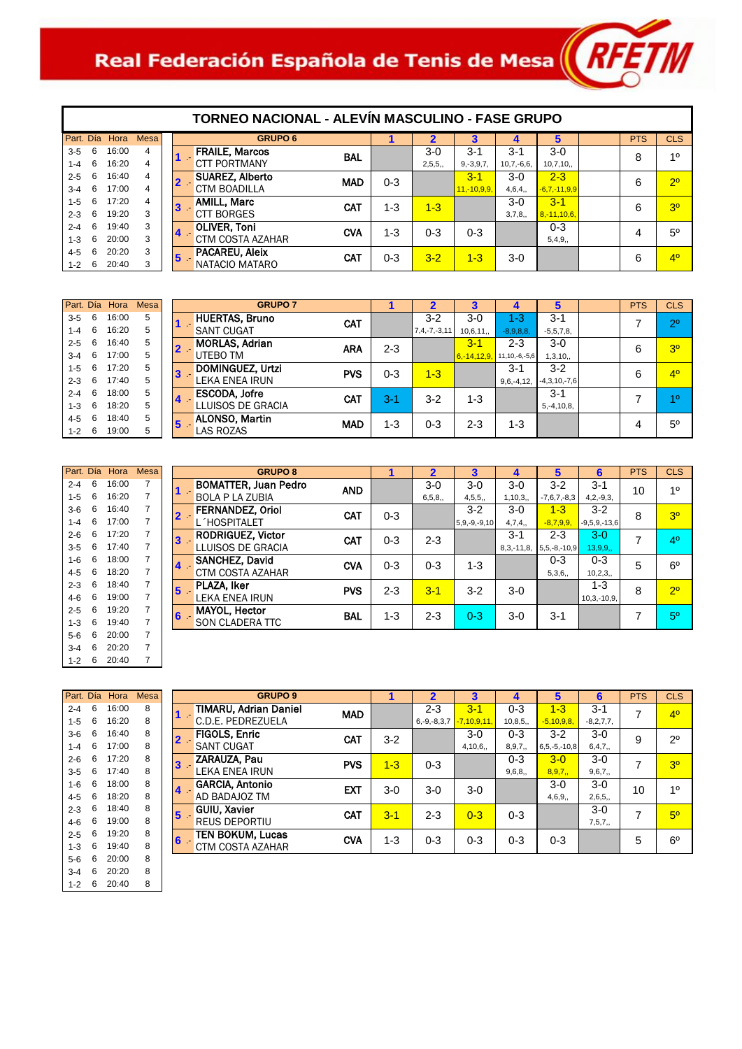# Real Federación Española de Tenis de Mesa

## TORNEO NACIONAL - ALEVÍN MASCULINO - FASE GRUPO

| Part. | Día | Hora | Mesa |
|---|---|---|---|
| 3-5 | 6 | 16:00 | 4 |
| 1-4 | 6 | 16:20 | 4 |
| 2-5 | 6 | 16:40 | 4 |
| 3-4 | 6 | 17:00 | 4 |
| 1-5 | 6 | 17:20 | 4 |
| 2-3 | 6 | 19:20 | 3 |
| 2-4 | 6 | 19:40 | 3 |
| 1-3 | 6 | 20:00 | 3 |
| 4-5 | 6 | 20:20 | 3 |
| 1-2 | 6 | 20:40 | 3 |

| GRUPO 6 | | 1 | 2 | 3 | 4 | 5 | | PTS | CLS |
|---|---|---|---|---|---|---|---|---|---|
| 1 .- FRAILE, Marcos CTT PORTMANY | BAL | | 3-0 2,5,5,, | 3-1 9,-3,9,7, | 3-1 10,7,-6,6, | 3-0 10,7,10,, | | 8 | 1º |
| 2 .- SUAREZ, Alberto CTM BOADILLA | MAD | 0-3 | | 3-1 11,-10,9,9, | 3-0 4,6,4,, | 2-3 -6,7,-11,9,9 | | 6 | 2º |
| 3 .- AMILL, Marc CTT BORGES | CAT | 1-3 | 1-3 | | 3-0 3,7,8,, | 3-1 8,-11,10,6, | | 6 | 3º |
| 4 .- OLIVER, Toni CTM COSTA AZAHAR | CVA | 1-3 | 0-3 | 0-3 | | 0-3 5,4,9,, | | 4 | 5º |
| 5 .- PACAREU, Aleix NATACIO MATARO | CAT | 0-3 | 3-2 | 1-3 | 3-0 | | | 6 | 4º |

| Part. | Día | Hora | Mesa |
|---|---|---|---|
| 3-5 | 6 | 16:00 | 5 |
| 1-4 | 6 | 16:20 | 5 |
| 2-5 | 6 | 16:40 | 5 |
| 3-4 | 6 | 17:00 | 5 |
| 1-5 | 6 | 17:20 | 5 |
| 2-3 | 6 | 17:40 | 5 |
| 2-4 | 6 | 18:00 | 5 |
| 1-3 | 6 | 18:20 | 5 |
| 4-5 | 6 | 18:40 | 5 |
| 1-2 | 6 | 19:00 | 5 |

| GRUPO 7 | | 1 | 2 | 3 | 4 | 5 | | PTS | CLS |
|---|---|---|---|---|---|---|---|---|---|
| 1 .- HUERTAS, Bruno SANT CUGAT | CAT | | 3-2 7,4,-7,-3,11 | 3-0 10,6,11,, | 1-3 -8,9,8,8, | 3-1 -5,5,7,8, | | 7 | 2º |
| 2 .- MORLAS, Adrian UTEBO TM | ARA | 2-3 | | 3-1 6,-14,12,9, | 2-3 11,10,-6,-5,6 | 3-0 1,3,10,, | | 6 | 3º |
| 3 .- DOMINGUEZ, Urtzi LEKA ENEA IRUN | PVS | 0-3 | 1-3 | | 3-1 9,6,-4,12, | 3-2 -4,3,10,-7,6 | | 6 | 4º |
| 4 .- ESCODA, Jofre LLUISOS DE GRACIA | CAT | 3-1 | 3-2 | 1-3 | | 3-1 5,-4,10,8, | | 7 | 1º |
| 5 .- ALONSO, Martin LAS ROZAS | MAD | 1-3 | 0-3 | 2-3 | 1-3 | | | 4 | 5º |

| Part. | Día | Hora | Mesa |
|---|---|---|---|
| 2-4 | 6 | 16:00 | 7 |
| 1-5 | 6 | 16:20 | 7 |
| 3-6 | 6 | 16:40 | 7 |
| 1-4 | 6 | 17:00 | 7 |
| 2-6 | 6 | 17:20 | 7 |
| 3-5 | 6 | 17:40 | 7 |
| 1-6 | 6 | 18:00 | 7 |
| 4-5 | 6 | 18:20 | 7 |
| 2-3 | 6 | 18:40 | 7 |
| 4-6 | 6 | 19:00 | 7 |
| 2-5 | 6 | 19:20 | 7 |
| 1-3 | 6 | 19:40 | 7 |
| 5-6 | 6 | 20:00 | 7 |
| 3-4 | 6 | 20:20 | 7 |
| 1-2 | 6 | 20:40 | 7 |

| GRUPO 8 | | 1 | 2 | 3 | 4 | 5 | 6 | PTS | CLS |
|---|---|---|---|---|---|---|---|---|---|
| 1 .- BOMATTER, Juan Pedro BOLA P LA ZUBIA | AND | | 3-0 6,5,8,, | 3-0 4,5,5,, | 3-0 1,10,3,, | 3-2 -7,6,7,-8,3 | 3-1 4,2,-9,3, | 10 | 1º |
| 2 .- FERNANDEZ, Oriol L´HOSPITALET | CAT | 0-3 | | 3-2 5,9,-9,-9,10 | 3-0 4,7,4,, | 1-3 -8,7,9,9, | 3-2 -9,5,9,-13,6 | 8 | 3º |
| 3 .- RODRIGUEZ, Victor LLUISOS DE GRACIA | CAT | 0-3 | 2-3 | | 3-1 8,3,-11,8, | 2-3 5,5,-8,-10,9 | 3-0 13,9,9,, | 7 | 4º |
| 4 .- SANCHEZ, David CTM COSTA AZAHAR | CVA | 0-3 | 0-3 | 1-3 | | 0-3 5,3,6,, | 0-3 10,2,3,, | 5 | 6º |
| 5 .- PLAZA, Iker LEKA ENEA IRUN | PVS | 2-3 | 3-1 | 3-2 | 3-0 | | 1-3 10,3,-10,9, | 8 | 2º |
| 6 .- MAYOL, Hector SON CLADERA TTC | BAL | 1-3 | 2-3 | 0-3 | 3-0 | 3-1 | | 7 | 5º |

| Part. | Día | Hora | Mesa |
|---|---|---|---|
| 2-4 | 6 | 16:00 | 8 |
| 1-5 | 6 | 16:20 | 8 |
| 3-6 | 6 | 16:40 | 8 |
| 1-4 | 6 | 17:00 | 8 |
| 2-6 | 6 | 17:20 | 8 |
| 3-5 | 6 | 17:40 | 8 |
| 1-6 | 6 | 18:00 | 8 |
| 4-5 | 6 | 18:20 | 8 |
| 2-3 | 6 | 18:40 | 8 |
| 4-6 | 6 | 19:00 | 8 |
| 2-5 | 6 | 19:20 | 8 |
| 1-3 | 6 | 19:40 | 8 |
| 5-6 | 6 | 20:00 | 8 |
| 3-4 | 6 | 20:20 | 8 |
| 1-2 | 6 | 20:40 | 8 |

| GRUPO 9 | | 1 | 2 | 3 | 4 | 5 | 6 | PTS | CLS |
|---|---|---|---|---|---|---|---|---|---|
| 1 .- TIMARU, Adrian Daniel C.D.E. PEDREZUELA | MAD | | 2-3 6,-9,-8,3,7 | 3-1 -7,10,9,11, | 0-3 10,8,5,, | 1-3 -5,10,9,8, | 3-1 -8,2,7,7, | 7 | 4º |
| 2 .- FIGOLS, Enric SANT CUGAT | CAT | 3-2 | | 3-0 4,10,6,, | 0-3 8,9,7,, | 3-2 6,5,-5,-10,8 | 3-0 6,4,7,, | 9 | 2º |
| 3 .- ZARAUZA, Pau LEKA ENEA IRUN | PVS | 1-3 | 0-3 | | 0-3 9,6,8,, | 3-0 8,9,7,, | 3-0 9,6,7,, | 7 | 3º |
| 4 .- GARCIA, Antonio AD BADAJOZ TM | EXT | 3-0 | 3-0 | 3-0 | | 3-0 4,6,9,, | 3-0 2,6,5,, | 10 | 1º |
| 5 .- GUIU, Xavier REUS DEPORTIU | CAT | 3-1 | 2-3 | 0-3 | 0-3 | | 3-0 7,5,7,, | 7 | 5º |
| 6 .- TEN BOKUM, Lucas CTM COSTA AZAHAR | CVA | 1-3 | 0-3 | 0-3 | 0-3 | 0-3 | | 5 | 6º |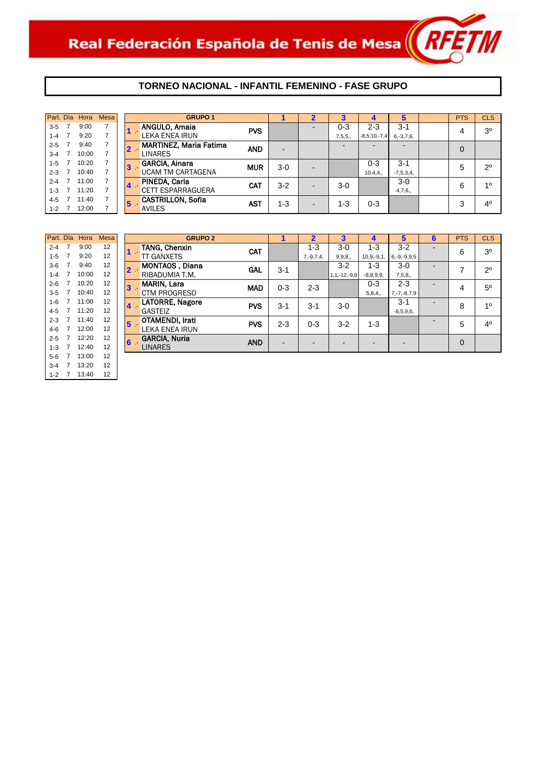Real Federación Española de Tenis de Mesa

# TORNEO NACIONAL - INFANTIL FEMENINO - FASE GRUPO

| Part. | Día | Hora | Mesa |
|---|---|---|---|
| 3-5 | 7 | 9:00 | 7 |
| 1-4 | 7 | 9:20 | 7 |
| 2-5 | 7 | 9:40 | 7 |
| 3-4 | 7 | 10:00 | 7 |
| 1-5 | 7 | 10:20 | 7 |
| 2-3 | 7 | 10:40 | 7 |
| 2-4 | 7 | 11:00 | 7 |
| 1-3 | 7 | 11:20 | 7 |
| 4-5 | 7 | 11:40 | 7 |
| 1-2 | 7 | 12:00 | 7 |

| | GRUPO 1 | | 1 | 2 | 3 | 4 | 5 | | PTS | CLS |
|---|---|---|---|---|---|---|---|---|---|---|
| 1 .- | ANGULO, Amaia<br>LEKA ENEA IRUN | PVS | | - | 0-3<br>7,5,5,, | 2-3<br>-8,5,10,-7,4 | 3-1<br>6,-3,7,6, | | 4 | 3º |
| 2 .- | MARTINEZ, Maria Fatima<br>LINARES | AND | - | | - | - | - | | 0 | |
| 3 .- | GARCIA, Ainara<br>UCAM TM CARTAGENA | MUR | 3-0 | - | | 0-3<br>10,4,4,, | 3-1<br>-7,5,3,4, | | 5 | 2º |
| 4 .- | PINEDA, Carla<br>CETT ESPARRAGUERA | CAT | 3-2 | - | 3-0 | | 3-0<br>4,7,6,, | | 6 | 1º |
| 5 .- | CASTRILLON, Sofia<br>AVILES | AST | 1-3 | - | 1-3 | 0-3 | | | 3 | 4º |

| Part. | Día | Hora | Mesa |
|---|---|---|---|
| 2-4 | 7 | 9:00 | 12 |
| 1-5 | 7 | 9:20 | 12 |
| 3-6 | 7 | 9:40 | 12 |
| 1-4 | 7 | 10:00 | 12 |
| 2-6 | 7 | 10:20 | 12 |
| 3-5 | 7 | 10:40 | 12 |
| 1-6 | 7 | 11:00 | 12 |
| 4-5 | 7 | 11:20 | 12 |
| 2-3 | 7 | 11:40 | 12 |
| 4-6 | 7 | 12:00 | 12 |
| 2-5 | 7 | 12:20 | 12 |
| 1-3 | 7 | 12:40 | 12 |
| 5-6 | 7 | 13:00 | 12 |
| 3-4 | 7 | 13:20 | 12 |
| 1-2 | 7 | 13:40 | 12 |

| | GRUPO 2 | | 1 | 2 | 3 | 4 | 5 | 6 | PTS | CLS |
|---|---|---|---|---|---|---|---|---|---|---|
| 1 .- | TANG, Chenxin<br>TT GANXETS | CAT | | 1-3<br>7,-9,7,4, | 3-0<br>9,9,8,, | 1-3<br>10,9,-9,1, | 3-2<br>6,-9,-9,9,5 | - | 6 | 3º |
| 2 .- | MONTAOS , Diana<br>RIBADUMIA T.M. | GAL | 3-1 | | 3-2<br>1,1,-12,-9,8 | 1-3<br>-8,8,9,9, | 3-0<br>7,5,8,, | - | 7 | 2º |
| 3 .- | MARIN, Lara<br>CTM PROGRESO | MAD | 0-3 | 2-3 | | 0-3<br>5,8,4,, | 2-3<br>7,-7,-8,7,9 | - | 4 | 5º |
| 4 .- | LATORRE, Nagore<br>GASTEIZ | PVS | 3-1 | 3-1 | 3-0 | | 3-1<br>-6,5,9,6, | - | 8 | 1º |
| 5 .- | OTAMENDI, Irati<br>LEKA ENEA IRUN | PVS | 2-3 | 0-3 | 3-2 | 1-3 | | - | 5 | 4º |
| 6 .- | GARCIA, Nuria<br>LINARES | AND | - | - | - | - | - | | 0 | |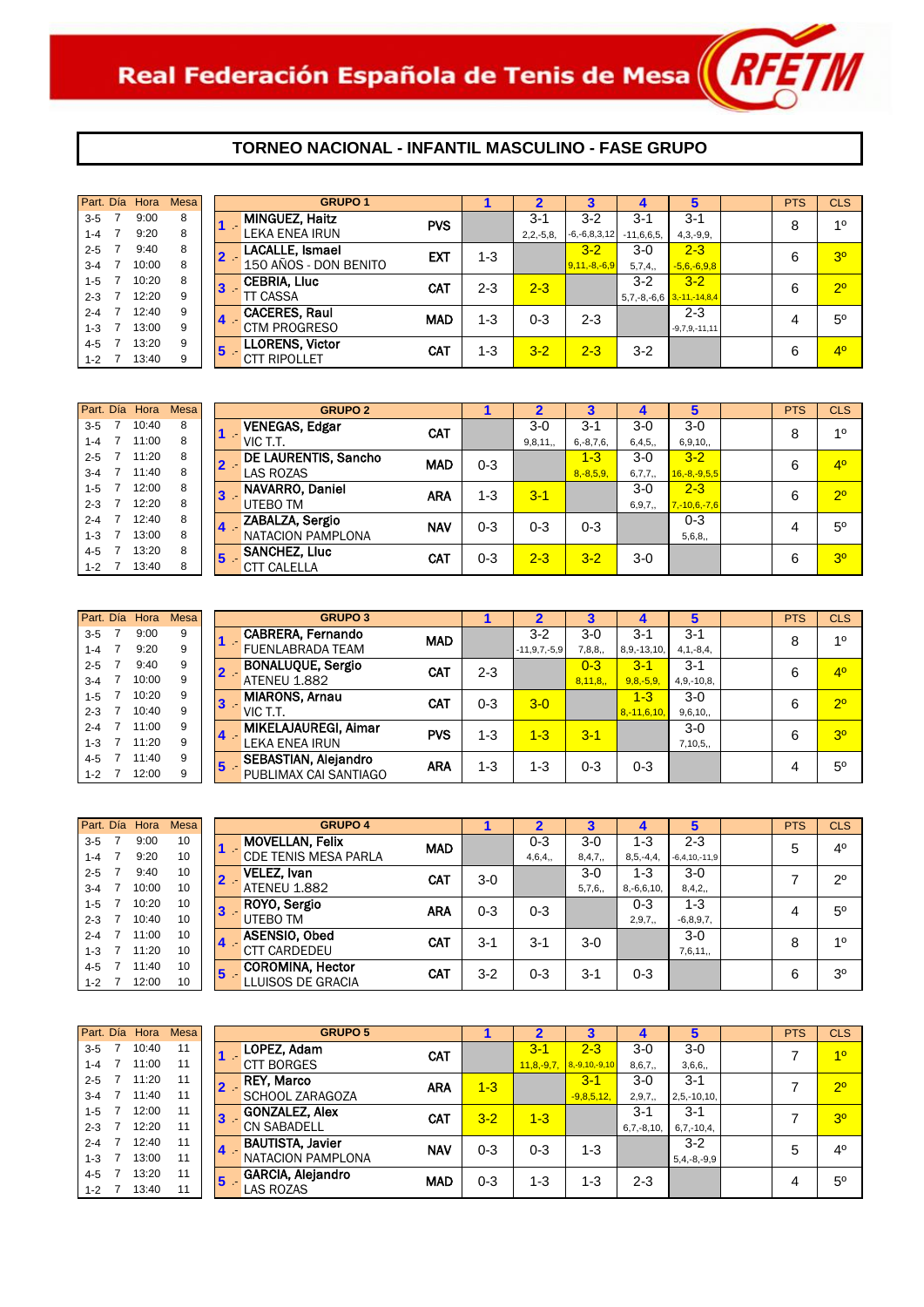Real Federación Española de Tenis de Mesa

## TORNEO NACIONAL - INFANTIL MASCULINO - FASE GRUPO

| Part. | Día | Hora | Mesa |
|---|---|---|---|
| 3-5 | 7 | 9:00 | 8 |
| 1-4 | 7 | 9:20 | 8 |
| 2-5 | 7 | 9:40 | 8 |
| 3-4 | 7 | 10:00 | 8 |
| 1-5 | 7 | 10:20 | 8 |
| 2-3 | 7 | 12:20 | 9 |
| 2-4 | 7 | 12:40 | 9 |
| 1-3 | 7 | 13:00 | 9 |
| 4-5 | 7 | 13:20 | 9 |
| 1-2 | 7 | 13:40 | 9 |

| GRUPO 1 | | | 1 | 2 | 3 | 4 | 5 | | PTS | CLS |
|---|---|---|---|---|---|---|---|---|---|---|
| 1 .- | MINGUEZ, Haitz<br>LEKA ENEA IRUN | PVS | | 3-1<br>2,2,-5,8, | 3-2<br>-6,-6,8,3,12 | 3-1<br>-11,6,6,5, | 3-1<br>4,3,-9,9, | | 8 | 1º |
| 2 .- | LACALLE, Ismael<br>150 AÑOS - DON BENITO | EXT | 1-3 | | 3-2<br>9,11,-8,-6,9 | 3-0<br>5,7,4,, | 2-3<br>-5,6,-6,9,8 | | 6 | 3º |
| 3 .- | CEBRIA, Lluc<br>TT CASSA | CAT | 2-3 | 2-3 | | 3-2<br>5,7,-8,-6,6 | 3-2<br>3,-11,-14,8,4 | | 6 | 2º |
| 4 .- | CACERES, Raul<br>CTM PROGRESO | MAD | 1-3 | 0-3 | 2-3 | | 2-3<br>-9,7,9,-11,11 | | 4 | 5º |
| 5 .- | LLORENS, Victor<br>CTT RIPOLLET | CAT | 1-3 | 3-2 | 2-3 | 3-2 | | | 6 | 4º |

| Part. | Día | Hora | Mesa |
|---|---|---|---|
| 3-5 | 7 | 10:40 | 8 |
| 1-4 | 7 | 11:00 | 8 |
| 2-5 | 7 | 11:20 | 8 |
| 3-4 | 7 | 11:40 | 8 |
| 1-5 | 7 | 12:00 | 8 |
| 2-3 | 7 | 12:20 | 8 |
| 2-4 | 7 | 12:40 | 8 |
| 1-3 | 7 | 13:00 | 8 |
| 4-5 | 7 | 13:20 | 8 |
| 1-2 | 7 | 13:40 | 8 |

| GRUPO 2 | | | 1 | 2 | 3 | 4 | 5 | | PTS | CLS |
|---|---|---|---|---|---|---|---|---|---|---|
| 1 .- | VENEGAS, Edgar<br>VIC T.T. | CAT | | 3-0<br>9,8,11,, | 3-1<br>6,-8,7,6, | 3-0<br>6,4,5,, | 3-0<br>6,9,10,, | | 8 | 1º |
| 2 .- | DE LAURENTIS, Sancho<br>LAS ROZAS | MAD | 0-3 | | 1-3<br>8,-8,5,9, | 3-0<br>6,7,7,, | 3-2<br>16,-8,-9,5,5 | | 6 | 4º |
| 3 .- | NAVARRO, Daniel<br>UTEBO TM | ARA | 1-3 | 3-1 | | 3-0<br>6,9,7,, | 2-3<br>7,-10,6,-7,6 | | 6 | 2º |
| 4 .- | ZABALZA, Sergio<br>NATACION PAMPLONA | NAV | 0-3 | 0-3 | 0-3 | | 0-3<br>5,6,8,, | | 4 | 5º |
| 5 .- | SANCHEZ, Lluc<br>CTT CALELLA | CAT | 0-3 | 2-3 | 3-2 | 3-0 | | | 6 | 3º |

| Part. | Día | Hora | Mesa |
|---|---|---|---|
| 3-5 | 7 | 9:00 | 9 |
| 1-4 | 7 | 9:20 | 9 |
| 2-5 | 7 | 9:40 | 9 |
| 3-4 | 7 | 10:00 | 9 |
| 1-5 | 7 | 10:20 | 9 |
| 2-3 | 7 | 10:40 | 9 |
| 2-4 | 7 | 11:00 | 9 |
| 1-3 | 7 | 11:20 | 9 |
| 4-5 | 7 | 11:40 | 9 |
| 1-2 | 7 | 12:00 | 9 |

| GRUPO 3 | | | 1 | 2 | 3 | 4 | 5 | | PTS | CLS |
|---|---|---|---|---|---|---|---|---|---|---|
| 1 .- | CABRERA, Fernando<br>FUENLABRADA TEAM | MAD | | 3-2<br>-11,9,7,-5,9 | 3-0<br>7,8,8,, | 3-1<br>8,9,-13,10, | 3-1<br>4,1,-8,4, | | 8 | 1º |
| 2 .- | BONALUQUE, Sergio<br>ATENEU 1.882 | CAT | 2-3 | | 0-3<br>8,11,8,, | 3-1<br>9,8,-5,9, | 3-1<br>4,9,-10,8, | | 6 | 4º |
| 3 .- | MIARONS, Arnau<br>VIC T.T. | CAT | 0-3 | 3-0 | | 1-3<br>8,-11,6,10, | 3-0<br>9,6,10,, | | 6 | 2º |
| 4 .- | MIKELAJAUREGI, Aimar<br>LEKA ENEA IRUN | PVS | 1-3 | 1-3 | 3-1 | | 3-0<br>7,10,5,, | | 6 | 3º |
| 5 .- | SEBASTIAN, Alejandro<br>PUBLIMAX CAI SANTIAGO | ARA | 1-3 | 1-3 | 0-3 | 0-3 | | | 4 | 5º |

| Part. | Día | Hora | Mesa |
|---|---|---|---|
| 3-5 | 7 | 9:00 | 10 |
| 1-4 | 7 | 9:20 | 10 |
| 2-5 | 7 | 9:40 | 10 |
| 3-4 | 7 | 10:00 | 10 |
| 1-5 | 7 | 10:20 | 10 |
| 2-3 | 7 | 10:40 | 10 |
| 2-4 | 7 | 11:00 | 10 |
| 1-3 | 7 | 11:20 | 10 |
| 4-5 | 7 | 11:40 | 10 |
| 1-2 | 7 | 12:00 | 10 |

| GRUPO 4 | | | 1 | 2 | 3 | 4 | 5 | | PTS | CLS |
|---|---|---|---|---|---|---|---|---|---|---|
| 1 .- | MOVELLAN, Felix<br>CDE TENIS MESA PARLA | MAD | | 0-3<br>4,6,4,, | 3-0<br>8,4,7,, | 1-3<br>8,5,-4,4, | 2-3<br>-6,4,10,-11,9 | | 5 | 4º |
| 2 .- | VELEZ, Ivan<br>ATENEU 1.882 | CAT | 3-0 | | 3-0<br>5,7,6,, | 1-3<br>8,-6,6,10, | 3-0<br>8,4,2,, | | 7 | 2º |
| 3 .- | ROYO, Sergio<br>UTEBO TM | ARA | 0-3 | 0-3 | | 0-3<br>2,9,7,, | 1-3<br>-6,8,9,7, | | 4 | 5º |
| 4 .- | ASENSIO, Obed<br>CTT CARDEDEU | CAT | 3-1 | 3-1 | 3-0 | | 3-0<br>7,6,11,, | | 8 | 1º |
| 5 .- | COROMINA, Hector<br>LLUISOS DE GRACIA | CAT | 3-2 | 0-3 | 3-1 | 0-3 | | | 6 | 3º |

| Part. | Día | Hora | Mesa |
|---|---|---|---|
| 3-5 | 7 | 10:40 | 11 |
| 1-4 | 7 | 11:00 | 11 |
| 2-5 | 7 | 11:20 | 11 |
| 3-4 | 7 | 11:40 | 11 |
| 1-5 | 7 | 12:00 | 11 |
| 2-3 | 7 | 12:20 | 11 |
| 2-4 | 7 | 12:40 | 11 |
| 1-3 | 7 | 13:00 | 11 |
| 4-5 | 7 | 13:20 | 11 |
| 1-2 | 7 | 13:40 | 11 |

| GRUPO 5 | | | 1 | 2 | 3 | 4 | 5 | | PTS | CLS |
|---|---|---|---|---|---|---|---|---|---|---|
| 1 .- | LOPEZ, Adam<br>CTT BORGES | CAT | | 3-1<br>11,8,-9,7, | 2-3<br>8,-9,10,-9,10 | 3-0<br>8,6,7,, | 3-0<br>3,6,6,, | | 7 | 1º |
| 2 .- | REY, Marco<br>SCHOOL ZARAGOZA | ARA | 1-3 | | 3-1<br>-9,8,5,12, | 3-0<br>2,9,7,, | 3-1<br>2,5,-10,10, | | 7 | 2º |
| 3 .- | GONZALEZ, Alex<br>CN SABADELL | CAT | 3-2 | 1-3 | | 3-1<br>6,7,-8,10, | 3-1<br>6,7,-10,4, | | 7 | 3º |
| 4 .- | BAUTISTA, Javier<br>NATACION PAMPLONA | NAV | 0-3 | 0-3 | 1-3 | | 3-2<br>5,4,-8,-9,9 | | 5 | 4º |
| 5 .- | GARCIA, Alejandro<br>LAS ROZAS | MAD | 0-3 | 1-3 | 1-3 | 2-3 | | | 4 | 5º |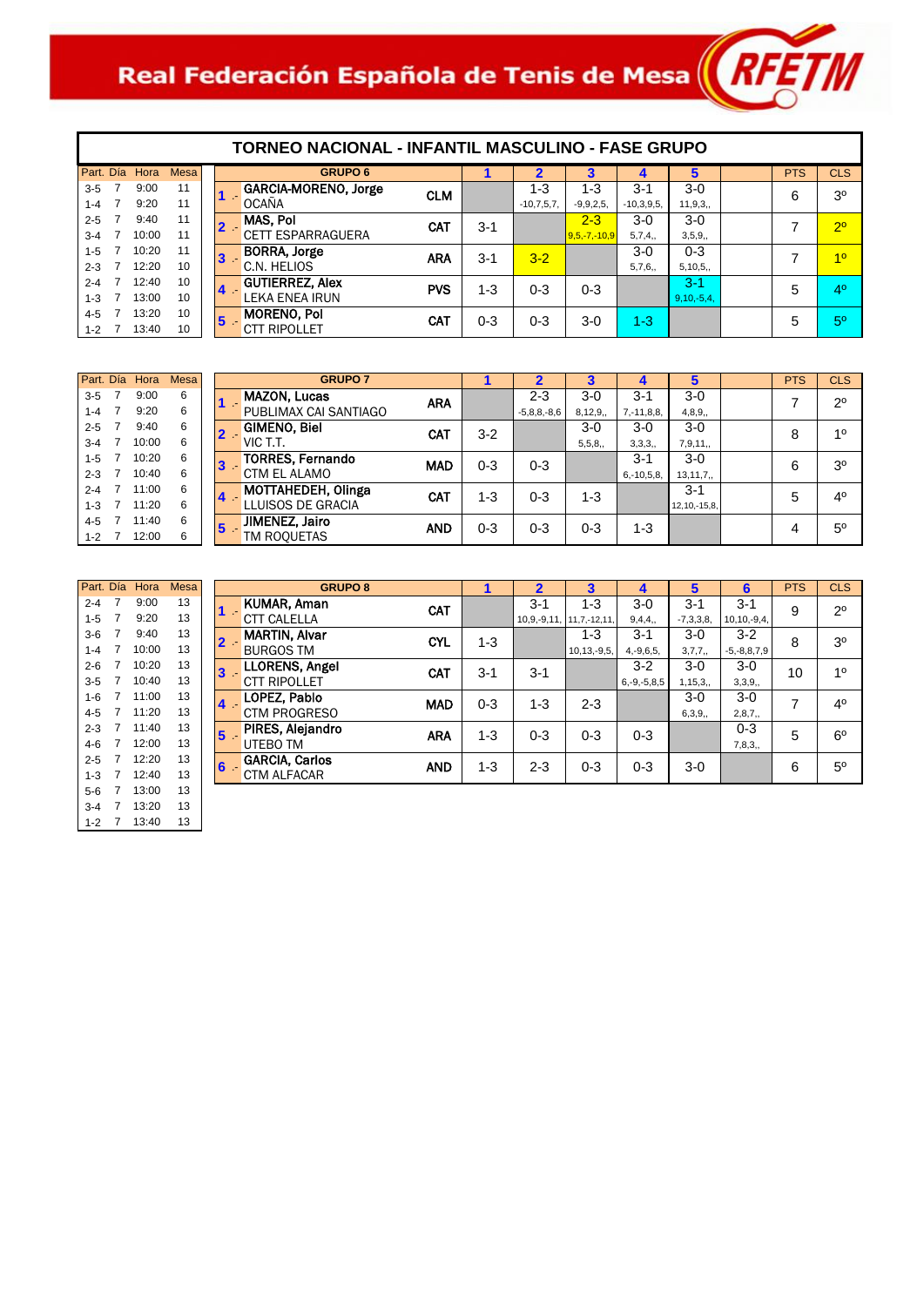Real Federación Española de Tenis de Mesa

RFETM

# TORNEO NACIONAL - INFANTIL MASCULINO - FASE GRUPO

| Part. | Día | Hora | Mesa |
|---|---|---|---|
| 3-5 | 7 | 9:00 | 11 |
| 1-4 | 7 | 9:20 | 11 |
| 2-5 | 7 | 9:40 | 11 |
| 3-4 | 7 | 10:00 | 11 |
| 1-5 | 7 | 10:20 | 11 |
| 2-3 | 7 | 12:20 | 10 |
| 2-4 | 7 | 12:40 | 10 |
| 1-3 | 7 | 13:00 | 10 |
| 4-5 | 7 | 13:20 | 10 |
| 1-2 | 7 | 13:40 | 10 |

| GRUPO 6 | | 1 | 2 | 3 | 4 | 5 | | PTS | CLS |
|---|---|---|---|---|---|---|---|---|---|
| 1 .- GARCIA-MORENO, Jorge / OCAÑA | CLM | | 1-3 (-10,7,5,7,) | 1-3 (-9,9,2,5,) | 3-1 (-10,3,9,5,) | 3-0 (11,9,3,,) | | 6 | 3º |
| 2 .- MAS, Pol / CETT ESPARRAGUERA | CAT | 3-1 | | 2-3 (9,5,-7,-10,9) | 3-0 (5,7,4,,) | 3-0 (3,5,9,,) | | 7 | 2º |
| 3 .- BORRA, Jorge / C.N. HELIOS | ARA | 3-1 | 3-2 | | 3-0 (5,7,6,,) | 0-3 (5,10,5,,) | | 7 | 1º |
| 4 .- GUTIERREZ, Alex / LEKA ENEA IRUN | PVS | 1-3 | 0-3 | 0-3 | | 3-1 (9,10,-5,4,) | | 5 | 4º |
| 5 .- MORENO, Pol / CTT RIPOLLET | CAT | 0-3 | 0-3 | 3-0 | 1-3 | | | 5 | 5º |

| Part. | Día | Hora | Mesa |
|---|---|---|---|
| 3-5 | 7 | 9:00 | 6 |
| 1-4 | 7 | 9:20 | 6 |
| 2-5 | 7 | 9:40 | 6 |
| 3-4 | 7 | 10:00 | 6 |
| 1-5 | 7 | 10:20 | 6 |
| 2-3 | 7 | 10:40 | 6 |
| 2-4 | 7 | 11:00 | 6 |
| 1-3 | 7 | 11:20 | 6 |
| 4-5 | 7 | 11:40 | 6 |
| 1-2 | 7 | 12:00 | 6 |

| GRUPO 7 | | 1 | 2 | 3 | 4 | 5 | | PTS | CLS |
|---|---|---|---|---|---|---|---|---|---|
| 1 .- MAZON, Lucas / PUBLIMAX CAI SANTIAGO | ARA | | 2-3 (-5,8,8,-8,6) | 3-0 (8,12,9,,) | 3-1 (7,-11,8,8,) | 3-0 (4,8,9,,) | | 7 | 2º |
| 2 .- GIMENO, Biel / VIC T.T. | CAT | 3-2 | | 3-0 (5,5,8,,) | 3-0 (3,3,3,,) | 3-0 (7,9,11,,) | | 8 | 1º |
| 3 .- TORRES, Fernando / CTM EL ALAMO | MAD | 0-3 | 0-3 | | 3-1 (6,-10,5,8,) | 3-0 (13,11,7,,) | | 6 | 3º |
| 4 .- MOTTAHEDEH, Olinga / LLUISOS DE GRACIA | CAT | 1-3 | 0-3 | 1-3 | | 3-1 (12,10,-15,8,) | | 5 | 4º |
| 5 .- JIMENEZ, Jairo / TM ROQUETAS | AND | 0-3 | 0-3 | 0-3 | 1-3 | | | 4 | 5º |

| Part. | Día | Hora | Mesa |
|---|---|---|---|
| 2-4 | 7 | 9:00 | 13 |
| 1-5 | 7 | 9:20 | 13 |
| 3-6 | 7 | 9:40 | 13 |
| 1-4 | 7 | 10:00 | 13 |
| 2-6 | 7 | 10:20 | 13 |
| 3-5 | 7 | 10:40 | 13 |
| 1-6 | 7 | 11:00 | 13 |
| 4-5 | 7 | 11:20 | 13 |
| 2-3 | 7 | 11:40 | 13 |
| 4-6 | 7 | 12:00 | 13 |
| 2-5 | 7 | 12:20 | 13 |
| 1-3 | 7 | 12:40 | 13 |
| 5-6 | 7 | 13:00 | 13 |
| 3-4 | 7 | 13:20 | 13 |
| 1-2 | 7 | 13:40 | 13 |

| GRUPO 8 | | 1 | 2 | 3 | 4 | 5 | 6 | PTS | CLS |
|---|---|---|---|---|---|---|---|---|---|
| 1 .- KUMAR, Aman / CTT CALELLA | CAT | | 3-1 (10,9,-9,11,) | 1-3 (11,7,-12,11,) | 3-0 (9,4,4,,) | 3-1 (-7,3,3,8,) | 3-1 (10,10,-9,4,) | 9 | 2º |
| 2 .- MARTIN, Alvar / BURGOS TM | CYL | 1-3 | | 1-3 (10,13,-9,5,) | 3-1 (4,-9,6,5,) | 3-0 (3,7,7,,) | 3-2 (-5,-8,8,7,9) | 8 | 3º |
| 3 .- LLORENS, Angel / CTT RIPOLLET | CAT | 3-1 | 3-1 | | 3-2 (6,-9,-5,8,5) | 3-0 (1,15,3,,) | 3-0 (3,3,9,,) | 10 | 1º |
| 4 .- LOPEZ, Pablo / CTM PROGRESO | MAD | 0-3 | 1-3 | 2-3 | | 3-0 (6,3,9,,) | 3-0 (2,8,7,,) | 7 | 4º |
| 5 .- PIRES, Alejandro / UTEBO TM | ARA | 1-3 | 0-3 | 0-3 | 0-3 | | 0-3 (7,8,3,,) | 5 | 6º |
| 6 .- GARCIA, Carlos / CTM ALFACAR | AND | 1-3 | 2-3 | 0-3 | 0-3 | 3-0 | | 6 | 5º |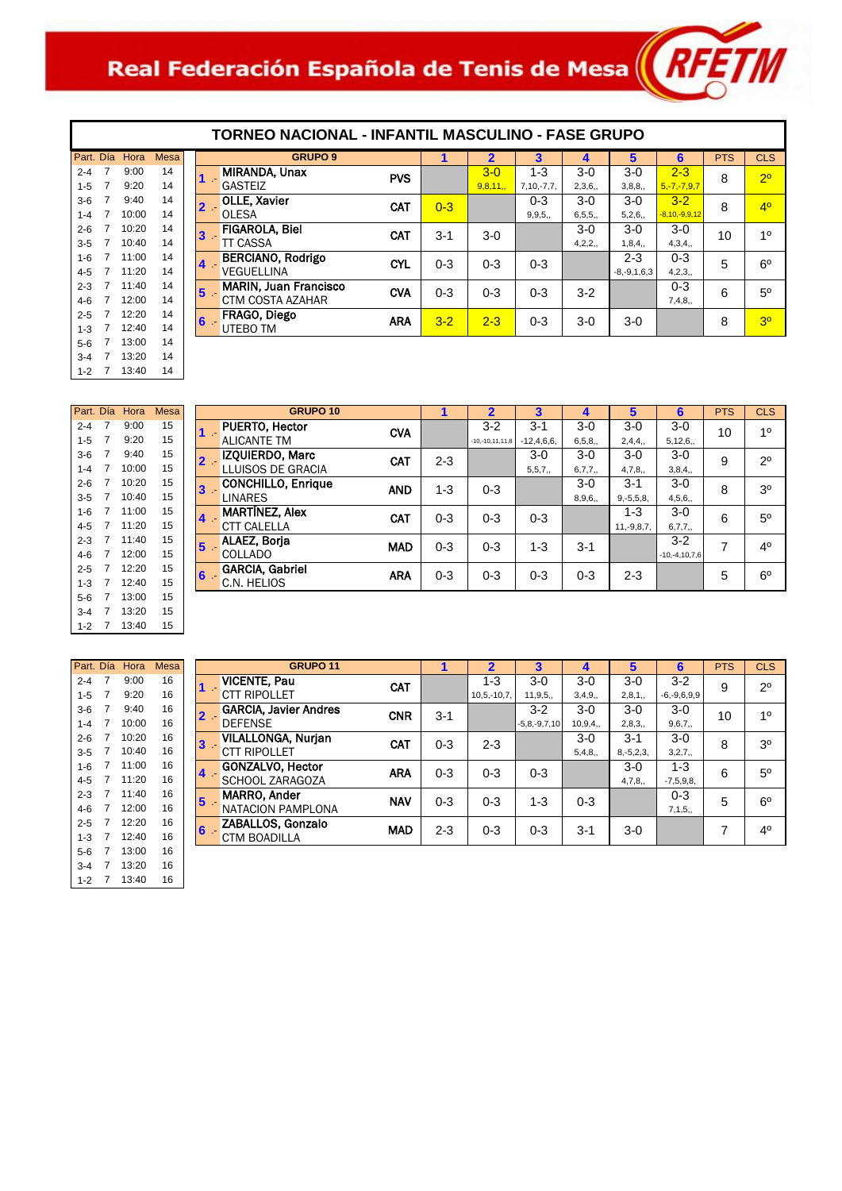# Real Federación Española de Tenis de Mesa

## TORNEO NACIONAL - INFANTIL MASCULINO - FASE GRUPO

| Part. | Día | Hora | Mesa |
|---|---|---|---|
| 2-4 | 7 | 9:00 | 14 |
| 1-5 | 7 | 9:20 | 14 |
| 3-6 | 7 | 9:40 | 14 |
| 1-4 | 7 | 10:00 | 14 |
| 2-6 | 7 | 10:20 | 14 |
| 3-5 | 7 | 10:40 | 14 |
| 1-6 | 7 | 11:00 | 14 |
| 4-5 | 7 | 11:20 | 14 |
| 2-3 | 7 | 11:40 | 14 |
| 4-6 | 7 | 12:00 | 14 |
| 2-5 | 7 | 12:20 | 14 |
| 1-3 | 7 | 12:40 | 14 |
| 5-6 | 7 | 13:00 | 14 |
| 3-4 | 7 | 13:20 | 14 |
| 1-2 | 7 | 13:40 | 14 |

| GRUPO 9 | | 1 | 2 | 3 | 4 | 5 | 6 | PTS | CLS |
|---|---|---|---|---|---|---|---|---|---|
| 1 .- MIRANDA, Unax GASTEIZ | PVS | | 3-0 9,8,11,, | 1-3 7,10,-7,7, | 3-0 2,3,6,, | 3-0 3,8,8,, | 2-3 5,-7,-7,9,7 | 8 | 2º |
| 2 .- OLLE, Xavier OLESA | CAT | 0-3 | | 0-3 9,9,5,, | 3-0 6,5,5,, | 3-0 5,2,6,, | 3-2 -8,10,-9,9,12 | 8 | 4º |
| 3 .- FIGAROLA, Biel TT CASSA | CAT | 3-1 | 3-0 | | 3-0 4,2,2,, | 3-0 1,8,4,, | 3-0 4,3,4,, | 10 | 1º |
| 4 .- BERCIANO, Rodrigo VEGUELLINA | CYL | 0-3 | 0-3 | 0-3 | | 2-3 -8,-9,1,6,3 | 0-3 4,2,3,, | 5 | 6º |
| 5 .- MARIN, Juan Francisco CTM COSTA AZAHAR | CVA | 0-3 | 0-3 | 0-3 | 3-2 | | 0-3 7,4,8,, | 6 | 5º |
| 6 .- FRAGO, Diego UTEBO TM | ARA | 3-2 | 2-3 | 0-3 | 3-0 | 3-0 | | 8 | 3º |

| Part. | Día | Hora | Mesa |
|---|---|---|---|
| 2-4 | 7 | 9:00 | 15 |
| 1-5 | 7 | 9:20 | 15 |
| 3-6 | 7 | 9:40 | 15 |
| 1-4 | 7 | 10:00 | 15 |
| 2-6 | 7 | 10:20 | 15 |
| 3-5 | 7 | 10:40 | 15 |
| 1-6 | 7 | 11:00 | 15 |
| 4-5 | 7 | 11:20 | 15 |
| 2-3 | 7 | 11:40 | 15 |
| 4-6 | 7 | 12:00 | 15 |
| 2-5 | 7 | 12:20 | 15 |
| 1-3 | 7 | 12:40 | 15 |
| 5-6 | 7 | 13:00 | 15 |
| 3-4 | 7 | 13:20 | 15 |
| 1-2 | 7 | 13:40 | 15 |

| GRUPO 10 | | 1 | 2 | 3 | 4 | 5 | 6 | PTS | CLS |
|---|---|---|---|---|---|---|---|---|---|
| 1 .- PUERTO, Hector ALICANTE TM | CVA | | 3-2 -10,-10,11,11,8 | 3-1 -12,4,6,6, | 3-0 6,5,8,, | 3-0 2,4,4,, | 3-0 5,12,6,, | 10 | 1º |
| 2 .- IZQUIERDO, Marc LLUISOS DE GRACIA | CAT | 2-3 | | 3-0 5,5,7,, | 3-0 6,7,7,, | 3-0 4,7,8,, | 3-0 3,8,4,, | 9 | 2º |
| 3 .- CONCHILLO, Enrique LINARES | AND | 1-3 | 0-3 | | 3-0 8,9,6,, | 3-1 9,-5,5,8, | 3-0 4,5,6,, | 8 | 3º |
| 4 .- MARTÍNEZ, Alex CTT CALELLA | CAT | 0-3 | 0-3 | 0-3 | | 1-3 11,-9,8,7, | 3-0 6,7,7,, | 6 | 5º |
| 5 .- ALAEZ, Borja COLLADO | MAD | 0-3 | 0-3 | 1-3 | 3-1 | | 3-2 -10,-4,10,7,6 | 7 | 4º |
| 6 .- GARCIA, Gabriel C.N. HELIOS | ARA | 0-3 | 0-3 | 0-3 | 0-3 | 2-3 | | 5 | 6º |

| Part. | Día | Hora | Mesa |
|---|---|---|---|
| 2-4 | 7 | 9:00 | 16 |
| 1-5 | 7 | 9:20 | 16 |
| 3-6 | 7 | 9:40 | 16 |
| 1-4 | 7 | 10:00 | 16 |
| 2-6 | 7 | 10:20 | 16 |
| 3-5 | 7 | 10:40 | 16 |
| 1-6 | 7 | 11:00 | 16 |
| 4-5 | 7 | 11:20 | 16 |
| 2-3 | 7 | 11:40 | 16 |
| 4-6 | 7 | 12:00 | 16 |
| 2-5 | 7 | 12:20 | 16 |
| 1-3 | 7 | 12:40 | 16 |
| 5-6 | 7 | 13:00 | 16 |
| 3-4 | 7 | 13:20 | 16 |
| 1-2 | 7 | 13:40 | 16 |

| GRUPO 11 | | 1 | 2 | 3 | 4 | 5 | 6 | PTS | CLS |
|---|---|---|---|---|---|---|---|---|---|
| 1 .- VICENTE, Pau CTT RIPOLLET | CAT | | 1-3 10,5,-10,7, | 3-0 11,9,5,, | 3-0 3,4,9,, | 3-0 2,8,1,, | 3-2 -6,-9,6,9,9 | 9 | 2º |
| 2 .- GARCIA, Javier Andres DEFENSE | CNR | 3-1 | | 3-2 -5,8,-9,7,10 | 3-0 10,9,4,, | 3-0 2,8,3,, | 3-0 9,6,7,, | 10 | 1º |
| 3 .- VILALLONGA, Nurjan CTT RIPOLLET | CAT | 0-3 | 2-3 | | 3-0 5,4,8,, | 3-1 8,-5,2,3, | 3-0 3,2,7,, | 8 | 3º |
| 4 .- GONZALVO, Hector SCHOOL ZARAGOZA | ARA | 0-3 | 0-3 | 0-3 | | 3-0 4,7,8,, | 1-3 -7,5,9,8, | 6 | 5º |
| 5 .- MARRO, Ander NATACION PAMPLONA | NAV | 0-3 | 0-3 | 1-3 | 0-3 | | 0-3 7,1,5,, | 5 | 6º |
| 6 .- ZABALLOS, Gonzalo CTM BOADILLA | MAD | 2-3 | 0-3 | 0-3 | 3-1 | 3-0 | | 7 | 4º |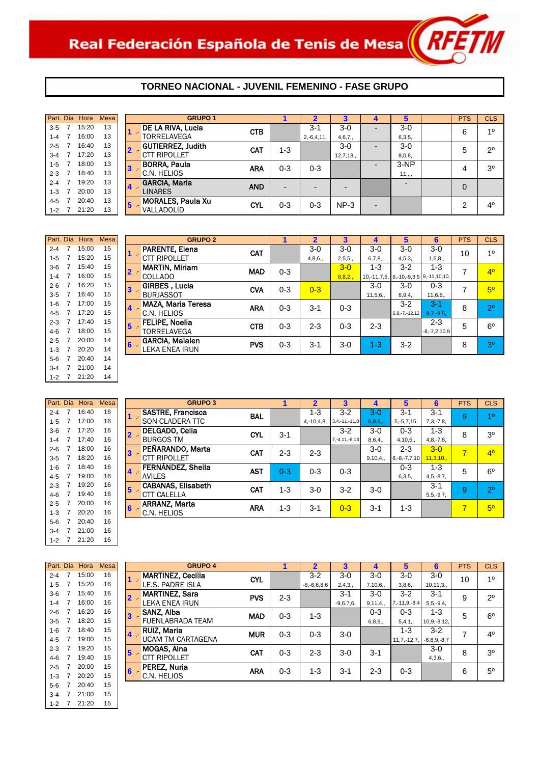Real Federación Española de Tenis de Mesa

## TORNEO NACIONAL - JUVENIL FEMENINO - FASE GRUPO

| Part. | Día | Hora | Mesa |
|---|---|---|---|
| 3-5 | 7 | 15:20 | 13 |
| 1-4 | 7 | 16:00 | 13 |
| 2-5 | 7 | 16:40 | 13 |
| 3-4 | 7 | 17:20 | 13 |
| 1-5 | 7 | 18:00 | 13 |
| 2-3 | 7 | 18:40 | 13 |
| 2-4 | 7 | 19:20 | 13 |
| 1-3 | 7 | 20:00 | 13 |
| 4-5 | 7 | 20:40 | 13 |
| 1-2 | 7 | 21:20 | 13 |

| GRUPO 1 | | | 1 | 2 | 3 | 4 | 5 | | PTS | CLS |
|---|---|---|---|---|---|---|---|---|---|---|
| 1 .- | DE LA RIVA, Lucia TORRELAVEGA | CTB | | 3-1 2,-6,4,11, | 3-0 4,6,7,, | - | 3-0 6,3,5,, | | 6 | 1º |
| 2 .- | GUTIERREZ, Judith CTT RIPOLLET | CAT | 1-3 | | 3-0 12,7,13,, | - | 3-0 8,0,8,, | | 5 | 2º |
| 3 .- | BORRA, Paula C.N. HELIOS | ARA | 0-3 | 0-3 | | - | 3-NP 11,,,, | | 4 | 3º |
| 4 .- | GARCIA, Maria LINARES | AND | - | - | - | | - | | 0 | |
| 5 .- | MORALES, Paula Xu VALLADOLID | CYL | 0-3 | 0-3 | NP-3 | - | | | 2 | 4º |

| Part. | Día | Hora | Mesa |
|---|---|---|---|
| 2-4 | 7 | 15:00 | 15 |
| 1-5 | 7 | 15:20 | 15 |
| 3-6 | 7 | 15:40 | 15 |
| 1-4 | 7 | 16:00 | 15 |
| 2-6 | 7 | 16:20 | 15 |
| 3-5 | 7 | 16:40 | 15 |
| 1-6 | 7 | 17:00 | 15 |
| 4-5 | 7 | 17:20 | 15 |
| 2-3 | 7 | 17:40 | 15 |
| 4-6 | 7 | 18:00 | 15 |
| 2-5 | 7 | 20:00 | 14 |
| 1-3 | 7 | 20:20 | 14 |
| 5-6 | 7 | 20:40 | 14 |
| 3-4 | 7 | 21:00 | 14 |
| 1-2 | 7 | 21:20 | 14 |

| GRUPO 2 | | | 1 | 2 | 3 | 4 | 5 | 6 | PTS | CLS |
|---|---|---|---|---|---|---|---|---|---|---|
| 1 .- | PARENTE, Elena CTT RIPOLLET | CAT | | 3-0 4,8,6,, | 3-0 2,5,5,, | 3-0 6,7,8,, | 3-0 4,5,3,, | 3-0 1,6,8,, | 10 | 1º |
| 2 .- | MARTIN, Miriam COLLADO | MAD | 0-3 | | 3-0 8,8,2,, | 1-3 10,-11,7,6, | 3-2 6,-10,-9,8,5 | 1-3 9,-11,10,10, | 7 | 4º |
| 3 .- | GIRBES , Lucia BURJASSOT | CVA | 0-3 | 0-3 | | 3-0 11,5,6,, | 3-0 6,9,4,, | 0-3 11,6,8,, | 7 | 5º |
| 4 .- | MAZA, Maria Teresa C.N. HELIOS | ARA | 0-3 | 3-1 | 0-3 | | 3-2 6,8,-7,-12,12 | 3-1 9,7,-8,5, | 8 | 2º |
| 5 .- | FELIPE, Noelia TORRELAVEGA | CTB | 0-3 | 2-3 | 0-3 | 2-3 | | 2-3 -8,-7,2,10,9 | 5 | 6º |
| 6 .- | GARCIA, Maialen LEKA ENEA IRUN | PVS | 0-3 | 3-1 | 3-0 | 1-3 | 3-2 | | 8 | 3º |

| Part. | Día | Hora | Mesa |
|---|---|---|---|
| 2-4 | 7 | 16:40 | 16 |
| 1-5 | 7 | 17:00 | 16 |
| 3-6 | 7 | 17:20 | 16 |
| 1-4 | 7 | 17:40 | 16 |
| 2-6 | 7 | 18:00 | 16 |
| 3-5 | 7 | 18:20 | 16 |
| 1-6 | 7 | 18:40 | 16 |
| 4-5 | 7 | 19:00 | 16 |
| 2-3 | 7 | 19:20 | 16 |
| 4-6 | 7 | 19:40 | 16 |
| 2-5 | 7 | 20:00 | 16 |
| 1-3 | 7 | 20:20 | 16 |
| 5-6 | 7 | 20:40 | 16 |
| 3-4 | 7 | 21:00 | 16 |
| 1-2 | 7 | 21:20 | 16 |

| GRUPO 3 | | | 1 | 2 | 3 | 4 | 5 | 6 | PTS | CLS |
|---|---|---|---|---|---|---|---|---|---|---|
| 1 .- | SASTRE, Francisca SON CLADERA TTC | BAL | | 1-3 4,-10,4,8, | 3-2 3,4,-11,-11,8 | 3-0 6,8,6,, | 3-1 5,-5,7,15, | 3-1 7,3,-7,8, | 9 | 1º |
| 2 .- | DELGADO, Celia BURGOS TM | CYL | 3-1 | | 3-2 7,-4,11,-8,13 | 3-0 8,6,4,, | 0-3 4,10,5,, | 1-3 4,8,-7,8, | 8 | 3º |
| 3 .- | PEÑARANDO, Marta CTT RIPOLLET | CAT | 2-3 | 2-3 | | 3-0 9,10,4,, | 2-3 8,-8,-7,7,10 | 3-0 11,3,10,, | 7 | 4º |
| 4 .- | FERNÁNDEZ, Sheila AVILES | AST | 0-3 | 0-3 | 0-3 | | 0-3 6,3,5,, | 1-3 4,5,-8,7, | 5 | 6º |
| 5 .- | CABANAS, Elisabeth CTT CALELLA | CAT | 1-3 | 3-0 | 3-2 | 3-0 | | 3-1 5,5,-9,7, | 9 | 2º |
| 6 .- | ARRANZ, Marta C.N. HELIOS | ARA | 1-3 | 3-1 | 0-3 | 3-1 | 1-3 | | 7 | 5º |

| Part. | Día | Hora | Mesa |
|---|---|---|---|
| 2-4 | 7 | 15:00 | 16 |
| 1-5 | 7 | 15:20 | 16 |
| 3-6 | 7 | 15:40 | 16 |
| 1-4 | 7 | 16:00 | 16 |
| 2-6 | 7 | 16:20 | 16 |
| 3-5 | 7 | 18:20 | 15 |
| 1-6 | 7 | 18:40 | 15 |
| 4-5 | 7 | 19:00 | 15 |
| 2-3 | 7 | 19:20 | 15 |
| 4-6 | 7 | 19:40 | 15 |
| 2-5 | 7 | 20:00 | 15 |
| 1-3 | 7 | 20:20 | 15 |
| 5-6 | 7 | 20:40 | 15 |
| 3-4 | 7 | 21:00 | 15 |
| 1-2 | 7 | 21:20 | 15 |

| GRUPO 4 | | | 1 | 2 | 3 | 4 | 5 | 6 | PTS | CLS |
|---|---|---|---|---|---|---|---|---|---|---|
| 1 .- | MARTINEZ, Cecilia I.E.S. PADRE ISLA | CYL | | 3-2 -8,-6,6,8,6 | 3-0 2,4,3,, | 3-0 7,10,6,, | 3-0 3,8,6,, | 3-0 10,11,3,, | 10 | 1º |
| 2 .- | MARTINEZ, Sara LEKA ENEA IRUN | PVS | 2-3 | | 3-1 -9,6,7,6, | 3-0 9,11,4,, | 3-2 7,-11,9,-8,4 | 3-1 5,5,-9,4, | 9 | 2º |
| 3 .- | SANZ, Alba FUENLABRADA TEAM | MAD | 0-3 | 1-3 | | 0-3 6,8,9,, | 0-3 5,4,1,, | 1-3 10,9,-8,12, | 5 | 6º |
| 4 .- | RUIZ, Maria UCAM TM CARTAGENA | MUR | 0-3 | 0-3 | 3-0 | | 1-3 11,7,-12,7, | 3-2 -6,6,9,-8,7 | 7 | 4º |
| 5 .- | MOGAS, Aina CTT RIPOLLET | CAT | 0-3 | 2-3 | 3-0 | 3-1 | | 3-0 4,3,6,, | 8 | 3º |
| 6 .- | PEREZ, Nuria C.N. HELIOS | ARA | 0-3 | 1-3 | 3-1 | 2-3 | 0-3 | | 6 | 5º |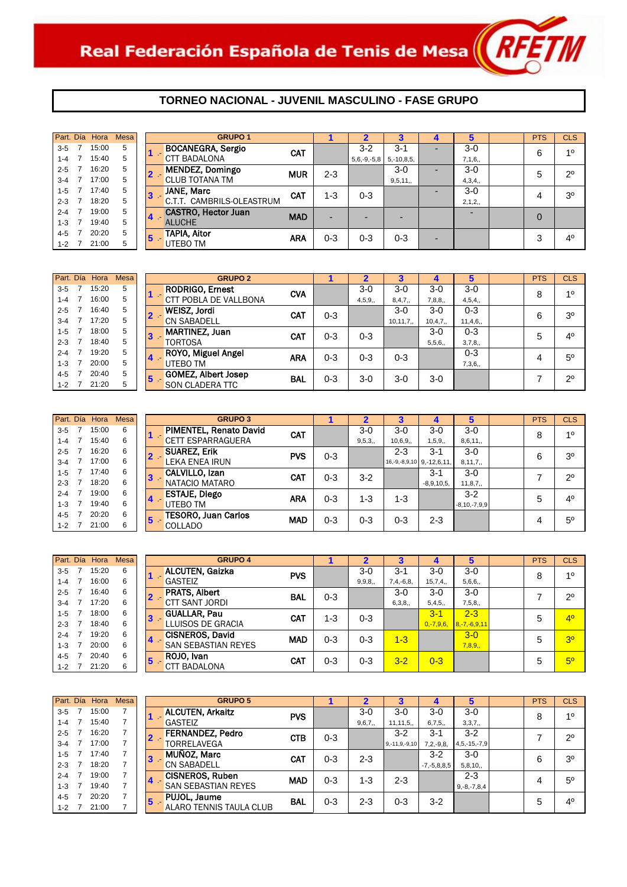Real Federación Española de Tenis de Mesa

RFETM

# TORNEO NACIONAL - JUVENIL MASCULINO - FASE GRUPO

| Part. | Día | Hora | Mesa |
|---|---|---|---|
| 3-5 | 7 | 15:00 | 5 |
| 1-4 | 7 | 15:40 | 5 |
| 2-5 | 7 | 16:20 | 5 |
| 3-4 | 7 | 17:00 | 5 |
| 1-5 | 7 | 17:40 | 5 |
| 2-3 | 7 | 18:20 | 5 |
| 2-4 | 7 | 19:00 | 5 |
| 1-3 | 7 | 19:40 | 5 |
| 4-5 | 7 | 20:20 | 5 |
| 1-2 | 7 | 21:00 | 5 |

| | GRUPO 1 | | 1 | 2 | 3 | 4 | 5 | | PTS | CLS |
|---|---|---|---|---|---|---|---|---|---|---|
| 1 .- | BOCANEGRA, Sergio<br>CTT BADALONA | CAT | | 3-2<br>5,6,-9,-5,8 | 3-1<br>5,-10,8,5, | - | 3-0<br>7,1,6,, | | 6 | 1º |
| 2 .- | MENDEZ, Domingo<br>CLUB TOTANA TM | MUR | 2-3 | | 3-0<br>9,5,11,, | - | 3-0<br>4,3,4,, | | 5 | 2º |
| 3 .- | JANE, Marc<br>C.T.T. CAMBRILS-OLEASTRUM | CAT | 1-3 | 0-3 | | - | 3-0<br>2,1,2,, | | 4 | 3º |
| 4 .- | CASTRO, Hector Juan<br>ALUCHE | MAD | - | - | - | | - | | 0 | |
| 5 .- | TAPIA, Aitor<br>UTEBO TM | ARA | 0-3 | 0-3 | 0-3 | - | | | 3 | 4º |

| Part. | Día | Hora | Mesa |
|---|---|---|---|
| 3-5 | 7 | 15:20 | 5 |
| 1-4 | 7 | 16:00 | 5 |
| 2-5 | 7 | 16:40 | 5 |
| 3-4 | 7 | 17:20 | 5 |
| 1-5 | 7 | 18:00 | 5 |
| 2-3 | 7 | 18:40 | 5 |
| 2-4 | 7 | 19:20 | 5 |
| 1-3 | 7 | 20:00 | 5 |
| 4-5 | 7 | 20:40 | 5 |
| 1-2 | 7 | 21:20 | 5 |

| | GRUPO 2 | | 1 | 2 | 3 | 4 | 5 | | PTS | CLS |
|---|---|---|---|---|---|---|---|---|---|---|
| 1 .- | RODRIGO, Ernest<br>CTT POBLA DE VALLBONA | CVA | | 3-0<br>4,5,9,, | 3-0<br>8,4,7,, | 3-0<br>7,8,8,, | 3-0<br>4,5,4,, | | 8 | 1º |
| 2 .- | WEISZ, Jordi<br>CN SABADELL | CAT | 0-3 | | 3-0<br>10,11,7,, | 3-0<br>10,4,7,, | 0-3<br>11,4,6,, | | 6 | 3º |
| 3 .- | MARTINEZ, Juan<br>TORTOSA | CAT | 0-3 | 0-3 | | 3-0<br>5,5,6,, | 0-3<br>3,7,8,, | | 5 | 4º |
| 4 .- | ROYO, Miguel Angel<br>UTEBO TM | ARA | 0-3 | 0-3 | 0-3 | | 0-3<br>7,3,6,, | | 4 | 5º |
| 5 .- | GOMEZ, Albert Josep<br>SON CLADERA TTC | BAL | 0-3 | 3-0 | 3-0 | 3-0 | | | 7 | 2º |

| Part. | Día | Hora | Mesa |
|---|---|---|---|
| 3-5 | 7 | 15:00 | 6 |
| 1-4 | 7 | 15:40 | 6 |
| 2-5 | 7 | 16:20 | 6 |
| 3-4 | 7 | 17:00 | 6 |
| 1-5 | 7 | 17:40 | 6 |
| 2-3 | 7 | 18:20 | 6 |
| 2-4 | 7 | 19:00 | 6 |
| 1-3 | 7 | 19:40 | 6 |
| 4-5 | 7 | 20:20 | 6 |
| 1-2 | 7 | 21:00 | 6 |

| | GRUPO 3 | | 1 | 2 | 3 | 4 | 5 | | PTS | CLS |
|---|---|---|---|---|---|---|---|---|---|---|
| 1 .- | PIMENTEL, Renato David<br>CETT ESPARRAGUERA | CAT | | 3-0<br>9,5,3,, | 3-0<br>10,6,9,, | 3-0<br>1,5,9,, | 3-0<br>8,6,11,, | | 8 | 1º |
| 2 .- | SUAREZ, Erik<br>LEKA ENEA IRUN | PVS | 0-3 | | 2-3<br>16,-9,-8,9,10 | 3-1<br>9,-12,6,11, | 3-0<br>8,11,7,, | | 6 | 3º |
| 3 .- | CALVILLO, Izan<br>NATACIO MATARO | CAT | 0-3 | 3-2 | | 3-1<br>-8,9,10,5, | 3-0<br>11,8,7,, | | 7 | 2º |
| 4 .- | ESTAJE, Diego<br>UTEBO TM | ARA | 0-3 | 1-3 | 1-3 | | 3-2<br>-8,10,-7,9,9 | | 5 | 4º |
| 5 .- | TESORO, Juan Carlos<br>COLLADO | MAD | 0-3 | 0-3 | 0-3 | 2-3 | | | 4 | 5º |

| Part. | Día | Hora | Mesa |
|---|---|---|---|
| 3-5 | 7 | 15:20 | 6 |
| 1-4 | 7 | 16:00 | 6 |
| 2-5 | 7 | 16:40 | 6 |
| 3-4 | 7 | 17:20 | 6 |
| 1-5 | 7 | 18:00 | 6 |
| 2-3 | 7 | 18:40 | 6 |
| 2-4 | 7 | 19:20 | 6 |
| 1-3 | 7 | 20:00 | 6 |
| 4-5 | 7 | 20:40 | 6 |
| 1-2 | 7 | 21:20 | 6 |

| | GRUPO 4 | | 1 | 2 | 3 | 4 | 5 | | PTS | CLS |
|---|---|---|---|---|---|---|---|---|---|---|
| 1 .- | ALCUTEN, Gaizka<br>GASTEIZ | PVS | | 3-0<br>9,9,8,, | 3-1<br>7,4,-6,8, | 3-0<br>15,7,4,, | 3-0<br>5,6,6,, | | 8 | 1º |
| 2 .- | PRATS, Albert<br>CTT SANT JORDI | BAL | 0-3 | | 3-0<br>6,3,8,, | 3-0<br>5,4,5,, | 3-0<br>7,5,8,, | | 7 | 2º |
| 3 .- | GUALLAR, Pau<br>LLUISOS DE GRACIA | CAT | 1-3 | 0-3 | | 3-1<br>0,-7,9,6, | 2-3<br>8,-7,-6,9,11 | | 5 | 4º |
| 4 .- | CISNEROS, David<br>SAN SEBASTIAN REYES | MAD | 0-3 | 0-3 | 1-3 | | 3-0<br>7,8,9,, | | 5 | 3º |
| 5 .- | ROJO, Ivan<br>CTT BADALONA | CAT | 0-3 | 0-3 | 3-2 | 0-3 | | | 5 | 5º |

| Part. | Día | Hora | Mesa |
|---|---|---|---|
| 3-5 | 7 | 15:00 | 7 |
| 1-4 | 7 | 15:40 | 7 |
| 2-5 | 7 | 16:20 | 7 |
| 3-4 | 7 | 17:00 | 7 |
| 1-5 | 7 | 17:40 | 7 |
| 2-3 | 7 | 18:20 | 7 |
| 2-4 | 7 | 19:00 | 7 |
| 1-3 | 7 | 19:40 | 7 |
| 4-5 | 7 | 20:20 | 7 |
| 1-2 | 7 | 21:00 | 7 |

| | GRUPO 5 | | 1 | 2 | 3 | 4 | 5 | | PTS | CLS |
|---|---|---|---|---|---|---|---|---|---|---|
| 1 .- | ALCUTEN, Arkaitz<br>GASTEIZ | PVS | | 3-0<br>9,6,7,, | 3-0<br>11,11,5,, | 3-0<br>6,7,5,, | 3-0<br>3,3,7,, | | 8 | 1º |
| 2 .- | FERNANDEZ, Pedro<br>TORRELAVEGA | CTB | 0-3 | | 3-2<br>9,-11,9,-9,10 | 3-1<br>7,2,-9,8, | 3-2<br>4,5,-15,-7,9 | | 7 | 2º |
| 3 .- | MUÑOZ, Marc<br>CN SABADELL | CAT | 0-3 | 2-3 | | 3-2<br>-7,-5,8,8,5 | 3-0<br>5,8,10,, | | 6 | 3º |
| 4 .- | CISNEROS, Ruben<br>SAN SEBASTIAN REYES | MAD | 0-3 | 1-3 | 2-3 | | 2-3<br>9,-8,-7,8,4 | | 4 | 5º |
| 5 .- | PUJOL, Jaume<br>ALARO TENNIS TAULA CLUB | BAL | 0-3 | 2-3 | 0-3 | 3-2 | | | 5 | 4º |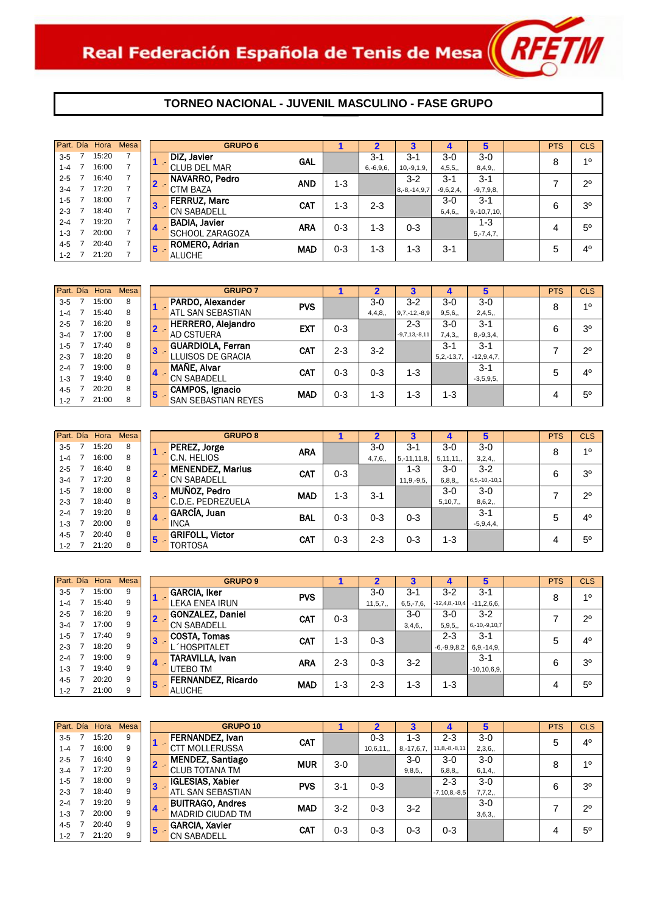Real Federación Española de Tenis de Mesa

## TORNEO NACIONAL - JUVENIL MASCULINO - FASE GRUPO

| Part. | Día | Hora | Mesa |
|---|---|---|---|
| 3-5 | 7 | 15:20 | 7 |
| 1-4 | 7 | 16:00 | 7 |
| 2-5 | 7 | 16:40 | 7 |
| 3-4 | 7 | 17:20 | 7 |
| 1-5 | 7 | 18:00 | 7 |
| 2-3 | 7 | 18:40 | 7 |
| 2-4 | 7 | 19:20 | 7 |
| 1-3 | 7 | 20:00 | 7 |
| 4-5 | 7 | 20:40 | 7 |
| 1-2 | 7 | 21:20 | 7 |

| GRUPO 6 | | 1 | 2 | 3 | 4 | 5 | | PTS | CLS |
|---|---|---|---|---|---|---|---|---|---|
| 1 .- DIZ, Javier / CLUB DEL MAR | GAL | | 3-1 6,-6,9,6, | 3-1 10,-9,1,9, | 3-0 4,5,5,, | 3-0 8,4,9,, | | 8 | 1º |
| 2 .- NAVARRO, Pedro / CTM BAZA | AND | 1-3 | | 3-2 8,-8,-14,9,7 | 3-1 -9,6,2,4, | 3-1 -9,7,9,8, | | 7 | 2º |
| 3 .- FERRUZ, Marc / CN SABADELL | CAT | 1-3 | 2-3 | | 3-0 6,4,6,, | 3-1 9,-10,7,10, | | 6 | 3º |
| 4 .- BADIA, Javier / SCHOOL ZARAGOZA | ARA | 0-3 | 1-3 | 0-3 | | 1-3 5,-7,4,7, | | 4 | 5º |
| 5 .- ROMERO, Adrian / ALUCHE | MAD | 0-3 | 1-3 | 1-3 | 3-1 | | | 5 | 4º |

| Part. | Día | Hora | Mesa |
|---|---|---|---|
| 3-5 | 7 | 15:00 | 8 |
| 1-4 | 7 | 15:40 | 8 |
| 2-5 | 7 | 16:20 | 8 |
| 3-4 | 7 | 17:00 | 8 |
| 1-5 | 7 | 17:40 | 8 |
| 2-3 | 7 | 18:20 | 8 |
| 2-4 | 7 | 19:00 | 8 |
| 1-3 | 7 | 19:40 | 8 |
| 4-5 | 7 | 20:20 | 8 |
| 1-2 | 7 | 21:00 | 8 |

| GRUPO 7 | | 1 | 2 | 3 | 4 | 5 | | PTS | CLS |
|---|---|---|---|---|---|---|---|---|---|
| 1 .- PARDO, Alexander / ATL SAN SEBASTIAN | PVS | | 3-0 4,4,8,, | 3-2 9,7,-12,-8,9 | 3-0 9,5,6,, | 3-0 2,4,5,, | | 8 | 1º |
| 2 .- HERRERO, Alejandro / AD CSTUERA | EXT | 0-3 | | 2-3 -9,7,13,-8,11 | 3-0 7,4,3,, | 3-1 8,-9,3,4, | | 6 | 3º |
| 3 .- GUARDIOLA, Ferran / LLUISOS DE GRACIA | CAT | 2-3 | 3-2 | | 3-1 5,2,-13,7, | 3-1 -12,9,4,7, | | 7 | 2º |
| 4 .- MAÑE, Alvar / CN SABADELL | CAT | 0-3 | 0-3 | 1-3 | | 3-1 -3,5,9,5, | | 5 | 4º |
| 5 .- CAMPOS, Ignacio / SAN SEBASTIAN REYES | MAD | 0-3 | 1-3 | 1-3 | 1-3 | | | 4 | 5º |

| Part. | Día | Hora | Mesa |
|---|---|---|---|
| 3-5 | 7 | 15:20 | 8 |
| 1-4 | 7 | 16:00 | 8 |
| 2-5 | 7 | 16:40 | 8 |
| 3-4 | 7 | 17:20 | 8 |
| 1-5 | 7 | 18:00 | 8 |
| 2-3 | 7 | 18:40 | 8 |
| 2-4 | 7 | 19:20 | 8 |
| 1-3 | 7 | 20:00 | 8 |
| 4-5 | 7 | 20:40 | 8 |
| 1-2 | 7 | 21:20 | 8 |

| GRUPO 8 | | 1 | 2 | 3 | 4 | 5 | | PTS | CLS |
|---|---|---|---|---|---|---|---|---|---|
| 1 .- PEREZ, Jorge / C.N. HELIOS | ARA | | 3-0 4,7,6,, | 3-1 5,-11,11,8, | 3-0 5,11,11,, | 3-0 3,2,4,, | | 8 | 1º |
| 2 .- MENENDEZ, Marius / CN SABADELL | CAT | 0-3 | | 1-3 11,9,-9,5, | 3-0 6,8,8,, | 3-2 6,5,-10,-10,1 | | 6 | 3º |
| 3 .- MUÑOZ, Pedro / C.D.E. PEDREZUELA | MAD | 1-3 | 3-1 | | 3-0 5,10,7,, | 3-0 8,6,2,, | | 7 | 2º |
| 4 .- GARCÍA, Juan / INCA | BAL | 0-3 | 0-3 | 0-3 | | 3-1 -5,9,4,4, | | 5 | 4º |
| 5 .- GRIFOLL, Victor / TORTOSA | CAT | 0-3 | 2-3 | 0-3 | 1-3 | | | 4 | 5º |

| Part. | Día | Hora | Mesa |
|---|---|---|---|
| 3-5 | 7 | 15:00 | 9 |
| 1-4 | 7 | 15:40 | 9 |
| 2-5 | 7 | 16:20 | 9 |
| 3-4 | 7 | 17:00 | 9 |
| 1-5 | 7 | 17:40 | 9 |
| 2-3 | 7 | 18:20 | 9 |
| 2-4 | 7 | 19:00 | 9 |
| 1-3 | 7 | 19:40 | 9 |
| 4-5 | 7 | 20:20 | 9 |
| 1-2 | 7 | 21:00 | 9 |

| GRUPO 9 | | 1 | 2 | 3 | 4 | 5 | | PTS | CLS |
|---|---|---|---|---|---|---|---|---|---|
| 1 .- GARCIA, Iker / LEKA ENEA IRUN | PVS | | 3-0 11,5,7,, | 3-1 6,5,-7,6, | 3-2 -12,4,8,-10,4 | 3-1 -11,2,6,6, | | 8 | 1º |
| 2 .- GONZALEZ, Daniel / CN SABADELL | CAT | 0-3 | | 3-0 3,4,6,, | 3-0 5,9,5,, | 3-2 6,-10,-9,10,7 | | 7 | 2º |
| 3 .- COSTA, Tomas / L´HOSPITALET | CAT | 1-3 | 0-3 | | 2-3 -6,-9,9,8,2 | 3-1 6,9,-14,9, | | 5 | 4º |
| 4 .- TARAVILLA, Ivan / UTEBO TM | ARA | 2-3 | 0-3 | 3-2 | | 3-1 -10,10,6,9, | | 6 | 3º |
| 5 .- FERNANDEZ, Ricardo / ALUCHE | MAD | 1-3 | 2-3 | 1-3 | 1-3 | | | 4 | 5º |

| Part. | Día | Hora | Mesa |
|---|---|---|---|
| 3-5 | 7 | 15:20 | 9 |
| 1-4 | 7 | 16:00 | 9 |
| 2-5 | 7 | 16:40 | 9 |
| 3-4 | 7 | 17:20 | 9 |
| 1-5 | 7 | 18:00 | 9 |
| 2-3 | 7 | 18:40 | 9 |
| 2-4 | 7 | 19:20 | 9 |
| 1-3 | 7 | 20:00 | 9 |
| 4-5 | 7 | 20:40 | 9 |
| 1-2 | 7 | 21:20 | 9 |

| GRUPO 10 | | 1 | 2 | 3 | 4 | 5 | | PTS | CLS |
|---|---|---|---|---|---|---|---|---|---|
| 1 .- FERNANDEZ, Ivan / CTT MOLLERUSSA | CAT | | 0-3 10,6,11,, | 1-3 8,-17,6,7, | 2-3 11,8,-8,-8,11 | 3-0 2,3,6,, | | 5 | 4º |
| 2 .- MENDEZ, Santiago / CLUB TOTANA TM | MUR | 3-0 | | 3-0 9,8,5,, | 3-0 6,8,8,, | 3-0 6,1,4,, | | 8 | 1º |
| 3 .- IGLESIAS, Xabier / ATL SAN SEBASTIAN | PVS | 3-1 | 0-3 | | 2-3 -7,10,8,-8,5 | 3-0 7,7,2,, | | 6 | 3º |
| 4 .- BUITRAGO, Andres / MADRID CIUDAD TM | MAD | 3-2 | 0-3 | 3-2 | | 3-0 3,6,3,, | | 7 | 2º |
| 5 .- GARCIA, Xavier / CN SABADELL | CAT | 0-3 | 0-3 | 0-3 | 0-3 | | | 4 | 5º |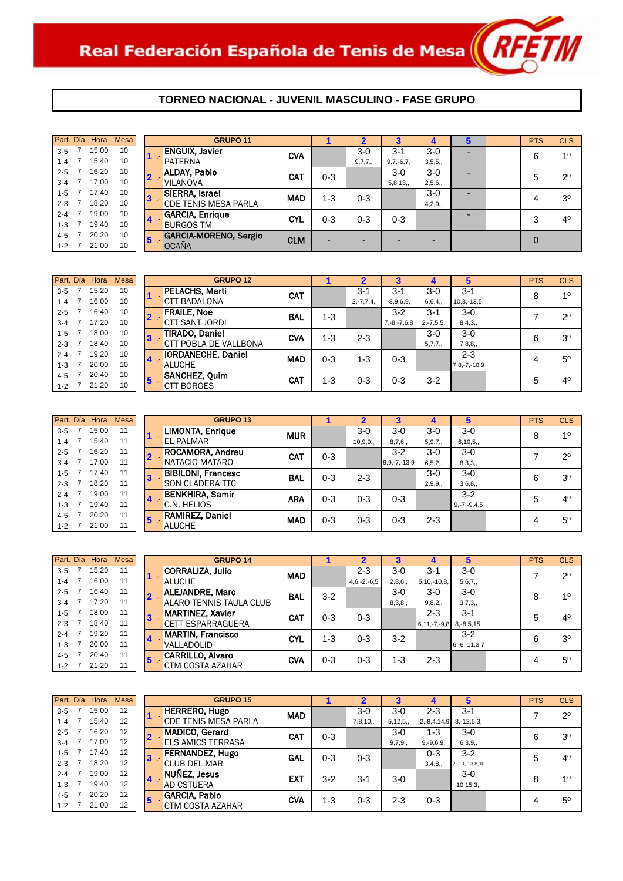Real Federación Española de Tenis de Mesa

RFETM

## TORNEO NACIONAL - JUVENIL MASCULINO - FASE GRUPO

| Part. | Día | Hora | Mesa |
|---|---|---|---|
| 3-5 | 7 | 15:00 | 10 |
| 1-4 | 7 | 15:40 | 10 |
| 2-5 | 7 | 16:20 | 10 |
| 3-4 | 7 | 17:00 | 10 |
| 1-5 | 7 | 17:40 | 10 |
| 2-3 | 7 | 18:20 | 10 |
| 2-4 | 7 | 19:00 | 10 |
| 1-3 | 7 | 19:40 | 10 |
| 4-5 | 7 | 20:20 | 10 |
| 1-2 | 7 | 21:00 | 10 |

| | GRUPO 11 | | 1 | 2 | 3 | 4 | 5 | | PTS | CLS |
|---|---|---|---|---|---|---|---|---|---|---|
| 1 .- | ENGUIX, Javier<br>PATERNA | CVA | | 3-0<br>9,7,7,, | 3-1<br>9,7,-6,7, | 3-0<br>3,5,5,, | - | | 6 | 1º |
| 2 .- | ALDAY, Pablo<br>VILANOVA | CAT | 0-3 | | 3-0<br>5,8,13,, | 3-0<br>2,5,6,, | - | | 5 | 2º |
| 3 .- | SIERRA, Israel<br>CDE TENIS MESA PARLA | MAD | 1-3 | 0-3 | | 3-0<br>4,2,9,, | - | | 4 | 3º |
| 4 .- | GARCIA, Enrique<br>BURGOS TM | CYL | 0-3 | 0-3 | 0-3 | | - | | 3 | 4º |
| 5 .- | GARCIA-MORENO, Sergio<br>OCAÑA | CLM | - | - | - | - | | | 0 | |

| Part. | Día | Hora | Mesa |
|---|---|---|---|
| 3-5 | 7 | 15:20 | 10 |
| 1-4 | 7 | 16:00 | 10 |
| 2-5 | 7 | 16:40 | 10 |
| 3-4 | 7 | 17:20 | 10 |
| 1-5 | 7 | 18:00 | 10 |
| 2-3 | 7 | 18:40 | 10 |
| 2-4 | 7 | 19:20 | 10 |
| 1-3 | 7 | 20:00 | 10 |
| 4-5 | 7 | 20:40 | 10 |
| 1-2 | 7 | 21:20 | 10 |

| | GRUPO 12 | | 1 | 2 | 3 | 4 | 5 | | PTS | CLS |
|---|---|---|---|---|---|---|---|---|---|---|
| 1 .- | PELACHS, Marti<br>CTT BADALONA | CAT | | 3-1<br>2,-7,7,4, | 3-1<br>-3,9,6,9, | 3-0<br>6,6,4,, | 3-1<br>10,3,-13,5, | | 8 | 1º |
| 2 .- | FRAILE, Noe<br>CTT SANT JORDI | BAL | 1-3 | | 3-2<br>7,-8,-7,6,8 | 3-1<br>2,-7,5,5, | 3-0<br>8,4,3,, | | 7 | 2º |
| 3 .- | TIRADO, Daniel<br>CTT POBLA DE VALLBONA | CVA | 1-3 | 2-3 | | 3-0<br>5,7,7,, | 3-0<br>7,8,8,, | | 6 | 3º |
| 4 .- | IORDANECHE, Daniel<br>ALUCHE | MAD | 0-3 | 1-3 | 0-3 | | 2-3<br>7,8,-7,-10,9 | | 4 | 5º |
| 5 .- | SANCHEZ, Quim<br>CTT BORGES | CAT | 1-3 | 0-3 | 0-3 | 3-2 | | | 5 | 4º |

| Part. | Día | Hora | Mesa |
|---|---|---|---|
| 3-5 | 7 | 15:00 | 11 |
| 1-4 | 7 | 15:40 | 11 |
| 2-5 | 7 | 16:20 | 11 |
| 3-4 | 7 | 17:00 | 11 |
| 1-5 | 7 | 17:40 | 11 |
| 2-3 | 7 | 18:20 | 11 |
| 2-4 | 7 | 19:00 | 11 |
| 1-3 | 7 | 19:40 | 11 |
| 4-5 | 7 | 20:20 | 11 |
| 1-2 | 7 | 21:00 | 11 |

| | GRUPO 13 | | 1 | 2 | 3 | 4 | 5 | | PTS | CLS |
|---|---|---|---|---|---|---|---|---|---|---|
| 1 .- | LIMONTA, Enrique<br>EL PALMAR | MUR | | 3-0<br>10,9,9,, | 3-0<br>8,7,6,, | 3-0<br>5,9,7,, | 3-0<br>6,10,5,, | | 8 | 1º |
| 2 .- | ROCAMORA, Andreu<br>NATACIO MATARO | CAT | 0-3 | | 3-2<br>9,9,-7,-13,9 | 3-0<br>6,5,2,, | 3-0<br>8,3,3,, | | 7 | 2º |
| 3 .- | BIBILONI, Francesc<br>SON CLADERA TTC | BAL | 0-3 | 2-3 | | 3-0<br>2,9,9,, | 3-0<br>3,6,8,, | | 6 | 3º |
| 4 .- | BENKHIRA, Samir<br>C.N. HELIOS | ARA | 0-3 | 0-3 | 0-3 | | 3-2<br>9,-7,-9,4,5 | | 5 | 4º |
| 5 .- | RAMIREZ, Daniel<br>ALUCHE | MAD | 0-3 | 0-3 | 0-3 | 2-3 | | | 4 | 5º |

| Part. | Día | Hora | Mesa |
|---|---|---|---|
| 3-5 | 7 | 15:20 | 11 |
| 1-4 | 7 | 16:00 | 11 |
| 2-5 | 7 | 16:40 | 11 |
| 3-4 | 7 | 17:20 | 11 |
| 1-5 | 7 | 18:00 | 11 |
| 2-3 | 7 | 18:40 | 11 |
| 2-4 | 7 | 19:20 | 11 |
| 1-3 | 7 | 20:00 | 11 |
| 4-5 | 7 | 20:40 | 11 |
| 1-2 | 7 | 21:20 | 11 |

| | GRUPO 14 | | 1 | 2 | 3 | 4 | 5 | | PTS | CLS |
|---|---|---|---|---|---|---|---|---|---|---|
| 1 .- | CORRALIZA, Julio<br>ALUCHE | MAD | | 2-3<br>4,6,-2,-6,5 | 3-0<br>2,8,6,, | 3-1<br>5,10,-10,8, | 3-0<br>5,6,7,, | | 7 | 2º |
| 2 .- | ALEJANDRE, Marc<br>ALARO TENNIS TAULA CLUB | BAL | 3-2 | | 3-0<br>8,3,8,, | 3-0<br>9,8,2,, | 3-0<br>3,7,3,, | | 8 | 1º |
| 3 .- | MARTINEZ, Xavier<br>CETT ESPARRAGUERA | CAT | 0-3 | 0-3 | | 2-3<br>6,11,-7,-9,8 | 3-1<br>8,-8,5,15, | | 5 | 4º |
| 4 .- | MARTIN, Francisco<br>VALLADOLID | CYL | 1-3 | 0-3 | 3-2 | | 3-2<br>6,-6,-11,3,7 | | 6 | 3º |
| 5 .- | CARRILLO, Alvaro<br>CTM COSTA AZAHAR | CVA | 0-3 | 0-3 | 1-3 | 2-3 | | | 4 | 5º |

| Part. | Día | Hora | Mesa |
|---|---|---|---|
| 3-5 | 7 | 15:00 | 12 |
| 1-4 | 7 | 15:40 | 12 |
| 2-5 | 7 | 16:20 | 12 |
| 3-4 | 7 | 17:00 | 12 |
| 1-5 | 7 | 17:40 | 12 |
| 2-3 | 7 | 18:20 | 12 |
| 2-4 | 7 | 19:00 | 12 |
| 1-3 | 7 | 19:40 | 12 |
| 4-5 | 7 | 20:20 | 12 |
| 1-2 | 7 | 21:00 | 12 |

| | GRUPO 15 | | 1 | 2 | 3 | 4 | 5 | | PTS | CLS |
|---|---|---|---|---|---|---|---|---|---|---|
| 1 .- | HERRERO, Hugo<br>CDE TENIS MESA PARLA | MAD | | 3-0<br>7,8,10,, | 3-0<br>5,12,5,, | 2-3<br>-2,-8,4,14,9 | 3-1<br>8,-12,5,3, | | 7 | 2º |
| 2 .- | MADICO, Gerard<br>ELS AMICS TERRASA | CAT | 0-3 | | 3-0<br>9,7,9,, | 1-3<br>9,-9,6,9, | 3-0<br>6,3,9,, | | 6 | 3º |
| 3 .- | FERNANDEZ, Hugo<br>CLUB DEL MAR | GAL | 0-3 | 0-3 | | 0-3<br>3,4,8,, | 3-2<br>2,-10,-13,8,10 | | 5 | 4º |
| 4 .- | NUÑEZ, Jesus<br>AD CSTUERA | EXT | 3-2 | 3-1 | 3-0 | | 3-0<br>10,15,3,, | | 8 | 1º |
| 5 .- | GARCIA, Pablo<br>CTM COSTA AZAHAR | CVA | 1-3 | 0-3 | 2-3 | 0-3 | | | 4 | 5º |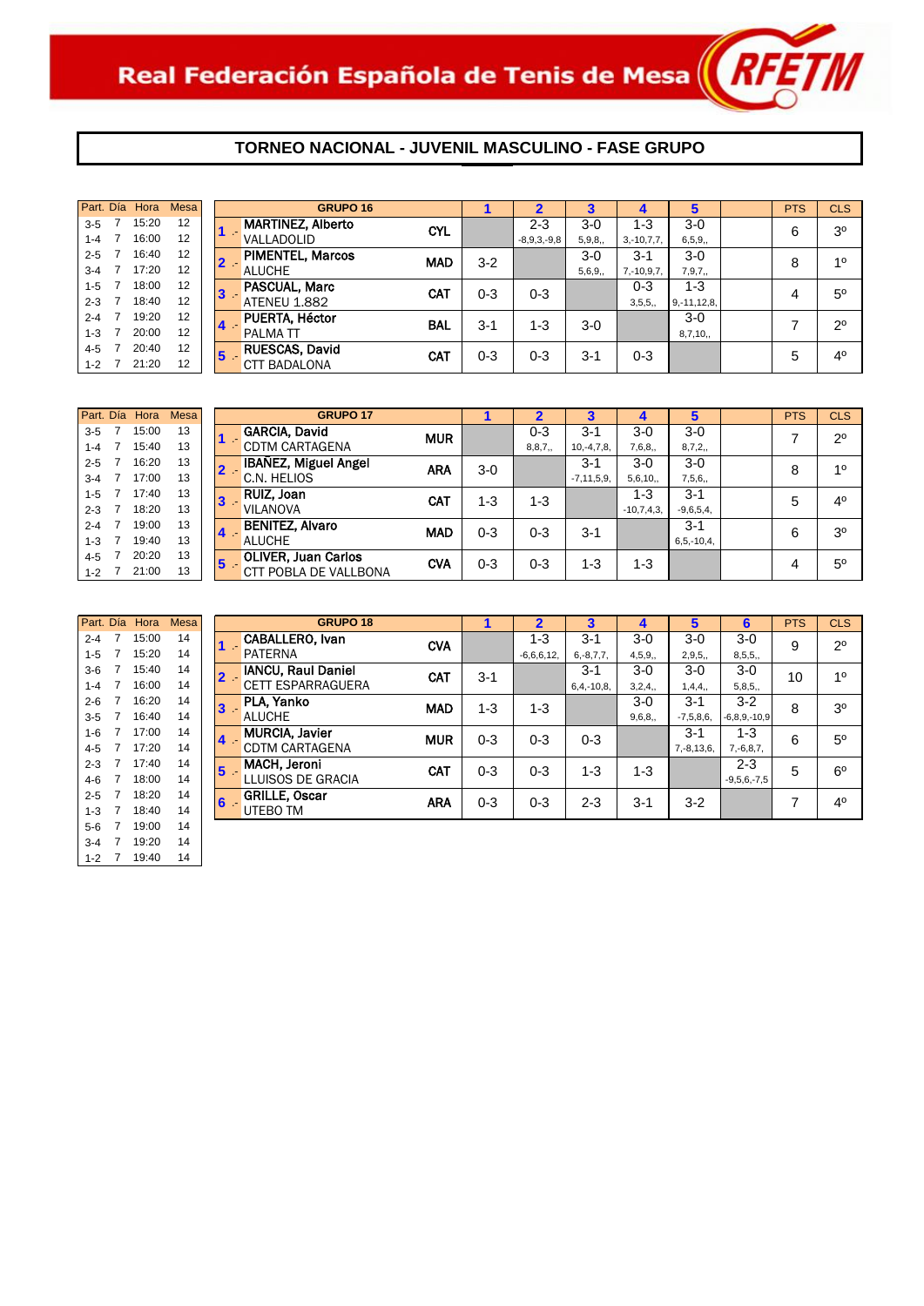Real Federación Española de Tenis de Mesa

## TORNEO NACIONAL - JUVENIL MASCULINO - FASE GRUPO

| Part. | Día | Hora | Mesa |
|---|---|---|---|
| 3-5 | 7 | 15:20 | 12 |
| 1-4 | 7 | 16:00 | 12 |
| 2-5 | 7 | 16:40 | 12 |
| 3-4 | 7 | 17:20 | 12 |
| 1-5 | 7 | 18:00 | 12 |
| 2-3 | 7 | 18:40 | 12 |
| 2-4 | 7 | 19:20 | 12 |
| 1-3 | 7 | 20:00 | 12 |
| 4-5 | 7 | 20:40 | 12 |
| 1-2 | 7 | 21:20 | 12 |

| GRUPO 16 | | 1 | 2 | 3 | 4 | 5 | | PTS | CLS |
|---|---|---|---|---|---|---|---|---|---|
| 1 .- MARTINEZ, Alberto VALLADOLID | CYL | | 2-3 -8,9,3,-9,8 | 3-0 5,9,8,, | 1-3 3,-10,7,7, | 3-0 6,5,9,, | | 6 | 3º |
| 2 .- PIMENTEL, Marcos ALUCHE | MAD | 3-2 | | 3-0 5,6,9,, | 3-1 7,-10,9,7, | 3-0 7,9,7,, | | 8 | 1º |
| 3 .- PASCUAL, Marc ATENEU 1.882 | CAT | 0-3 | 0-3 | | 0-3 3,5,5,, | 1-3 9,-11,12,8, | | 4 | 5º |
| 4 .- PUERTA, Héctor PALMA TT | BAL | 3-1 | 1-3 | 3-0 | | 3-0 8,7,10,, | | 7 | 2º |
| 5 .- RUESCAS, David CTT BADALONA | CAT | 0-3 | 0-3 | 3-1 | 0-3 | | | 5 | 4º |

| Part. | Día | Hora | Mesa |
|---|---|---|---|
| 3-5 | 7 | 15:00 | 13 |
| 1-4 | 7 | 15:40 | 13 |
| 2-5 | 7 | 16:20 | 13 |
| 3-4 | 7 | 17:00 | 13 |
| 1-5 | 7 | 17:40 | 13 |
| 2-3 | 7 | 18:20 | 13 |
| 2-4 | 7 | 19:00 | 13 |
| 1-3 | 7 | 19:40 | 13 |
| 4-5 | 7 | 20:20 | 13 |
| 1-2 | 7 | 21:00 | 13 |

| GRUPO 17 | | 1 | 2 | 3 | 4 | 5 | | PTS | CLS |
|---|---|---|---|---|---|---|---|---|---|
| 1 .- GARCIA, David CDTM CARTAGENA | MUR | | 0-3 8,8,7,, | 3-1 10,-4,7,8, | 3-0 7,6,8,, | 3-0 8,7,2,, | | 7 | 2º |
| 2 .- IBAÑEZ, Miguel Angel C.N. HELIOS | ARA | 3-0 | | 3-1 -7,11,5,9, | 3-0 5,6,10,, | 3-0 7,5,6,, | | 8 | 1º |
| 3 .- RUIZ, Joan VILANOVA | CAT | 1-3 | 1-3 | | 1-3 -10,7,4,3, | 3-1 -9,6,5,4, | | 5 | 4º |
| 4 .- BENITEZ, Alvaro ALUCHE | MAD | 0-3 | 0-3 | 3-1 | | 3-1 6,5,-10,4, | | 6 | 3º |
| 5 .- OLIVER, Juan Carlos CTT POBLA DE VALLBONA | CVA | 0-3 | 0-3 | 1-3 | 1-3 | | | 4 | 5º |

| Part. | Día | Hora | Mesa |
|---|---|---|---|
| 2-4 | 7 | 15:00 | 14 |
| 1-5 | 7 | 15:20 | 14 |
| 3-6 | 7 | 15:40 | 14 |
| 1-4 | 7 | 16:00 | 14 |
| 2-6 | 7 | 16:20 | 14 |
| 3-5 | 7 | 16:40 | 14 |
| 1-6 | 7 | 17:00 | 14 |
| 4-5 | 7 | 17:20 | 14 |
| 2-3 | 7 | 17:40 | 14 |
| 4-6 | 7 | 18:00 | 14 |
| 2-5 | 7 | 18:20 | 14 |
| 1-3 | 7 | 18:40 | 14 |
| 5-6 | 7 | 19:00 | 14 |
| 3-4 | 7 | 19:20 | 14 |
| 1-2 | 7 | 19:40 | 14 |

| GRUPO 18 | | 1 | 2 | 3 | 4 | 5 | 6 | PTS | CLS |
|---|---|---|---|---|---|---|---|---|---|
| 1 .- CABALLERO, Ivan PATERNA | CVA | | 1-3 -6,6,6,12, | 3-1 6,-8,7,7, | 3-0 4,5,9,, | 3-0 2,9,5,, | 3-0 8,5,5,, | 9 | 2º |
| 2 .- IANCU, Raul Daniel CETT ESPARRAGUERA | CAT | 3-1 | | 3-1 6,4,-10,8, | 3-0 3,2,4,, | 3-0 1,4,4,, | 3-0 5,8,5,, | 10 | 1º |
| 3 .- PLA, Yanko ALUCHE | MAD | 1-3 | 1-3 | | 3-0 9,6,8,, | 3-1 -7,5,8,6, | 3-2 -6,8,9,-10,9 | 8 | 3º |
| 4 .- MURCIA, Javier CDTM CARTAGENA | MUR | 0-3 | 0-3 | 0-3 | | 3-1 7,-8,13,6, | 1-3 7,-6,8,7, | 6 | 5º |
| 5 .- MACH, Jeroni LLUISOS DE GRACIA | CAT | 0-3 | 0-3 | 1-3 | 1-3 | | 2-3 -9,5,6,-7,5 | 5 | 6º |
| 6 .- GRILLE, Oscar UTEBO TM | ARA | 0-3 | 0-3 | 2-3 | 3-1 | 3-2 | | 7 | 4º |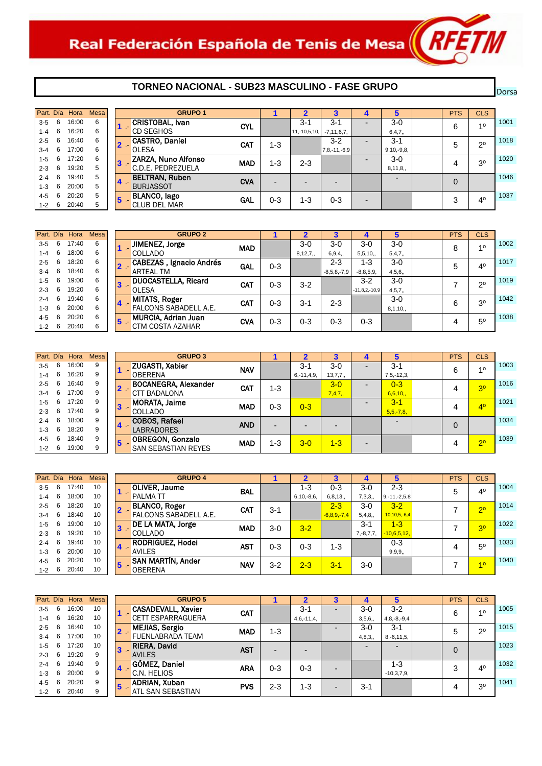# Real Federación Española de Tenis de Mesa

## TORNEO NACIONAL - SUB23 MASCULINO - FASE GRUPO

| Part. | Día | Hora | Mesa |
|---|---|---|---|
| 3-5 | 6 | 16:00 | 6 |
| 1-4 | 6 | 16:20 | 6 |
| 2-5 | 6 | 16:40 | 6 |
| 3-4 | 6 | 17:00 | 6 |
| 1-5 | 6 | 17:20 | 6 |
| 2-3 | 6 | 19:20 | 5 |
| 2-4 | 6 | 19:40 | 5 |
| 1-3 | 6 | 20:00 | 5 |
| 4-5 | 6 | 20:20 | 5 |
| 1-2 | 6 | 20:40 | 5 |

| GRUPO 1 | | 1 | 2 | 3 | 4 | 5 | | PTS | CLS | Dorsal |
|---|---|---|---|---|---|---|---|---|---|---|
| 1 .- CRISTOBAL, Ivan / CD SEGHOS | CYL | | 3-1 (11,-10,5,10,) | 3-1 (-7,11,6,7,) | - | 3-0 (6,4,7,,) | | 6 | 1º | 1001 |
| 2 .- CASTRO, Daniel / OLESA | CAT | 1-3 | | 3-2 (7,8,-11,-6,9) | - | 3-1 (9,10,-9,8,) | | 5 | 2º | 1018 |
| 3 .- ZARZA, Nuno Alfonso / C.D.E. PEDREZUELA | MAD | 1-3 | 2-3 | | - | 3-0 (8,11,8,,) | | 4 | 3º | 1020 |
| 4 .- BELTRAN, Ruben / BURJASSOT | CVA | - | - | - | | - | | 0 | | 1046 |
| 5 .- BLANCO, Iago / CLUB DEL MAR | GAL | 0-3 | 1-3 | 0-3 | - | | | 3 | 4º | 1037 |

| Part. | Día | Hora | Mesa |
|---|---|---|---|
| 3-5 | 6 | 17:40 | 6 |
| 1-4 | 6 | 18:00 | 6 |
| 2-5 | 6 | 18:20 | 6 |
| 3-4 | 6 | 18:40 | 6 |
| 1-5 | 6 | 19:00 | 6 |
| 2-3 | 6 | 19:20 | 6 |
| 2-4 | 6 | 19:40 | 6 |
| 1-3 | 6 | 20:00 | 6 |
| 4-5 | 6 | 20:20 | 6 |
| 1-2 | 6 | 20:40 | 6 |

| GRUPO 2 | | 1 | 2 | 3 | 4 | 5 | | PTS | CLS | Dorsal |
|---|---|---|---|---|---|---|---|---|---|---|
| 1 .- JIMENEZ, Jorge / COLLADO | MAD | | 3-0 (8,12,7,,) | 3-0 (6,9,4,,) | 3-0 (5,5,10,,) | 3-0 (5,4,7,,) | | 8 | 1º | 1002 |
| 2 .- CABEZAS , Ignacio Andrés / ARTEAL TM | GAL | 0-3 | | 2-3 (-8,5,8,-7,9) | 1-3 (-8,8,5,9,) | 3-0 (4,5,6,,) | | 5 | 4º | 1017 |
| 3 .- DUOCASTELLA, Ricard / OLESA | CAT | 0-3 | 3-2 | | 3-2 (-11,8,2,-10,9) | 3-0 (4,5,7,,) | | 7 | 2º | 1019 |
| 4 .- MITATS, Roger / FALCONS SABADELL A.E. | CAT | 0-3 | 3-1 | 2-3 | | 3-0 (8,1,10,,) | | 6 | 3º | 1042 |
| 5 .- MURCIA, Adrian Juan / CTM COSTA AZAHAR | CVA | 0-3 | 0-3 | 0-3 | 0-3 | | | 4 | 5º | 1038 |

| Part. | Día | Hora | Mesa |
|---|---|---|---|
| 3-5 | 6 | 16:00 | 9 |
| 1-4 | 6 | 16:20 | 9 |
| 2-5 | 6 | 16:40 | 9 |
| 3-4 | 6 | 17:00 | 9 |
| 1-5 | 6 | 17:20 | 9 |
| 2-3 | 6 | 17:40 | 9 |
| 2-4 | 6 | 18:00 | 9 |
| 1-3 | 6 | 18:20 | 9 |
| 4-5 | 6 | 18:40 | 9 |
| 1-2 | 6 | 19:00 | 9 |

| GRUPO 3 | | 1 | 2 | 3 | 4 | 5 | | PTS | CLS | Dorsal |
|---|---|---|---|---|---|---|---|---|---|---|
| 1 .- ZUGASTI, Xabier / OBERENA | NAV | | 3-1 (6,-11,4,9,) | 3-0 (13,7,7,,) | - | 3-1 (7,5,-12,3,) | | 6 | 1º | 1003 |
| 2 .- BOCANEGRA, Alexander / CTT BADALONA | CAT | 1-3 | | 3-0 (7,4,7,,) | - | 0-3 (6,6,10,,) | | 4 | 3º | 1016 |
| 3 .- MORATA, Jaime / COLLADO | MAD | 0-3 | 0-3 | | - | 3-1 (5,5,-7,8,) | | 4 | 4º | 1021 |
| 4 .- COBOS, Rafael / LABRADORES | AND | - | - | - | | - | | 0 | | 1034 |
| 5 .- OBREGON, Gonzalo / SAN SEBASTIAN REYES | MAD | 1-3 | 3-0 | 1-3 | - | | | 4 | 2º | 1039 |

| Part. | Día | Hora | Mesa |
|---|---|---|---|
| 3-5 | 6 | 17:40 | 10 |
| 1-4 | 6 | 18:00 | 10 |
| 2-5 | 6 | 18:20 | 10 |
| 3-4 | 6 | 18:40 | 10 |
| 1-5 | 6 | 19:00 | 10 |
| 2-3 | 6 | 19:20 | 10 |
| 2-4 | 6 | 19:40 | 10 |
| 1-3 | 6 | 20:00 | 10 |
| 4-5 | 6 | 20:20 | 10 |
| 1-2 | 6 | 20:40 | 10 |

| GRUPO 4 | | 1 | 2 | 3 | 4 | 5 | | PTS | CLS | Dorsal |
|---|---|---|---|---|---|---|---|---|---|---|
| 1 .- OLIVER, Jaume / PALMA TT | BAL | | 1-3 (6,10,-8,6,) | 0-3 (6,8,13,,) | 3-0 (7,3,3,,) | 2-3 (9,-11,-2,5,8) | | 5 | 4º | 1004 |
| 2 .- BLANCO, Roger / FALCONS SABADELL A.E. | CAT | 3-1 | | 2-3 (-6,8,9,-7,4) | 3-0 (5,4,8,,) | 3-2 (-10,10,5,-6,4) | | 7 | 2º | 1014 |
| 3 .- DE LA MATA, Jorge / COLLADO | MAD | 3-0 | 3-2 | | 3-1 (7,-8,7,7,) | 1-3 (-10,6,5,12,) | | 7 | 3º | 1022 |
| 4 .- RODRIGUEZ, Hodei / AVILES | AST | 0-3 | 0-3 | 1-3 | | 0-3 (9,9,9,,) | | 4 | 5º | 1033 |
| 5 .- SAN MARTÍN, Ander / OBERENA | NAV | 3-2 | 2-3 | 3-1 | 3-0 | | | 7 | 1º | 1040 |

| Part. | Día | Hora | Mesa |
|---|---|---|---|
| 3-5 | 6 | 16:00 | 10 |
| 1-4 | 6 | 16:20 | 10 |
| 2-5 | 6 | 16:40 | 10 |
| 3-4 | 6 | 17:00 | 10 |
| 1-5 | 6 | 17:20 | 10 |
| 2-3 | 6 | 19:20 | 9 |
| 2-4 | 6 | 19:40 | 9 |
| 1-3 | 6 | 20:00 | 9 |
| 4-5 | 6 | 20:20 | 9 |
| 1-2 | 6 | 20:40 | 9 |

| GRUPO 5 | | 1 | 2 | 3 | 4 | 5 | | PTS | CLS | Dorsal |
|---|---|---|---|---|---|---|---|---|---|---|
| 1 .- CASADEVALL, Xavier / CETT ESPARRAGUERA | CAT | | 3-1 (4,6,-11,4,) | - | 3-0 (3,5,6,,) | 3-2 (4,8,-8,-9,4) | | 6 | 1º | 1005 |
| 2 .- MEJIAS, Sergio / FUENLABRADA TEAM | MAD | 1-3 | | - | 3-0 (4,8,3,,) | 3-1 (8,-6,11,5,) | | 5 | 2º | 1015 |
| 3 .- RIERA, David / AVILES | AST | - | - | | - | - | | 0 | | 1023 |
| 4 .- GÓMEZ, Daniel / C.N. HELIOS | ARA | 0-3 | 0-3 | - | | 1-3 (-10,3,7,9,) | | 3 | 4º | 1032 |
| 5 .- ADRIAN, Xuban / ATL SAN SEBASTIAN | PVS | 2-3 | 1-3 | - | 3-1 | | | 4 | 3º | 1041 |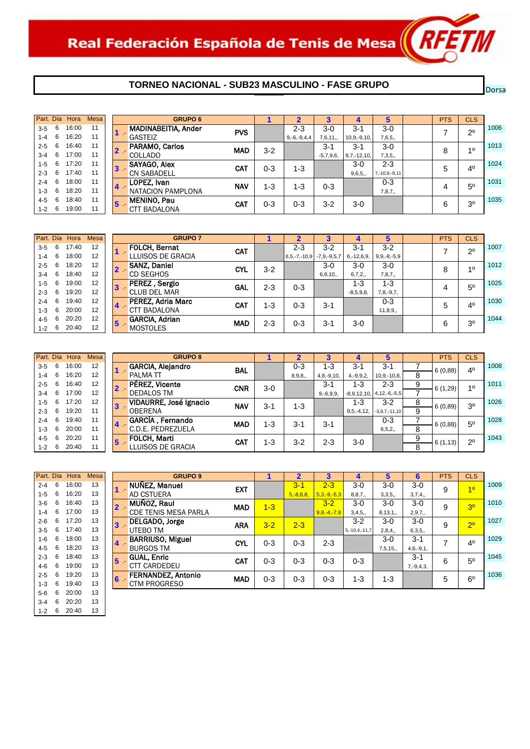Real Federación Española de Tenis de Mesa

RFETM

## TORNEO NACIONAL - SUB23 MASCULINO - FASE GRUPO

Dorsa

| Part. | Día | Hora | Mesa |
|---|---|---|---|
| 3-5 | 6 | 16:00 | 11 |
| 1-4 | 6 | 16:20 | 11 |
| 2-5 | 6 | 16:40 | 11 |
| 3-4 | 6 | 17:00 | 11 |
| 1-5 | 6 | 17:20 | 11 |
| 2-3 | 6 | 17:40 | 11 |
| 2-4 | 6 | 18:00 | 11 |
| 1-3 | 6 | 18:20 | 11 |
| 4-5 | 6 | 18:40 | 11 |
| 1-2 | 6 | 19:00 | 11 |

| GRUPO 6 | | | 1 | 2 | 3 | 4 | 5 | | PTS | CLS | Dorsal |
|---|---|---|---|---|---|---|---|---|---|---|---|
| 1 .- | MADINABEITIA, Ander / GASTEIZ | PVS | | 2-3 (9,-6,-9,4,4) | 3-0 (7,6,11,,) | 3-1 (10,9,-9,10,) | 3-0 (7,6,5,,) | | 7 | 2º | 1006 |
| 2 .- | PARAMO, Carlos / COLLADO | MAD | 3-2 | | 3-1 (-5,7,9,6,) | 3-1 (9,7,-12,10,) | 3-0 (7,3,5,,) | | 8 | 1º | 1013 |
| 3 .- | SAYAGO, Alex / CN SABADELL | CAT | 0-3 | 1-3 | | 3-0 (9,6,5,,) | 2-3 (7,-10,9,-8,11) | | 5 | 4º | 1024 |
| 4 .- | LOPEZ, Ivan / NATACION PAMPLONA | NAV | 1-3 | 1-3 | 0-3 | | 0-3 (7,8,7,,) | | 4 | 5º | 1031 |
| 5 .- | MENINO, Pau / CTT BADALONA | CAT | 0-3 | 0-3 | 3-2 | 3-0 | | | 6 | 3º | 1035 |

| Part. | Día | Hora | Mesa |
|---|---|---|---|
| 3-5 | 6 | 17:40 | 12 |
| 1-4 | 6 | 18:00 | 12 |
| 2-5 | 6 | 18:20 | 12 |
| 3-4 | 6 | 18:40 | 12 |
| 1-5 | 6 | 19:00 | 12 |
| 2-3 | 6 | 19:20 | 12 |
| 2-4 | 6 | 19:40 | 12 |
| 1-3 | 6 | 20:00 | 12 |
| 4-5 | 6 | 20:20 | 12 |
| 1-2 | 6 | 20:40 | 12 |

| GRUPO 7 | | | 1 | 2 | 3 | 4 | 5 | | PTS | CLS | Dorsal |
|---|---|---|---|---|---|---|---|---|---|---|---|
| 1 .- | FOLCH, Bernat / LLUISOS DE GRACIA | CAT | | 2-3 (6,5,-7,-10,9) | 3-2 (-7,9,-9,5,7) | 3-1 (6,-12,6,9,) | 3-2 (9,9,-8,-5,9) | | 7 | 2º | 1007 |
| 2 .- | SANZ, Daniel / CD SEGHOS | CYL | 3-2 | | 3-0 (6,8,10,,) | 3-0 (6,7,2,,) | 3-0 (7,8,7,,) | | 8 | 1º | 1012 |
| 3 .- | PEREZ , Sergio / CLUB DEL MAR | GAL | 2-3 | 0-3 | | 1-3 (-8,5,9,8,) | 1-3 (7,8,-9,7,) | | 4 | 5º | 1025 |
| 4 .- | PEREZ, Adria Marc / CTT BADALONA | CAT | 1-3 | 0-3 | 3-1 | | 0-3 (11,8,9,,) | | 5 | 4º | 1030 |
| 5 .- | GARCIA, Adrian / MOSTOLES | MAD | 2-3 | 0-3 | 3-1 | 3-0 | | | 6 | 3º | 1044 |

| Part. | Día | Hora | Mesa |
|---|---|---|---|
| 3-5 | 6 | 16:00 | 12 |
| 1-4 | 6 | 16:20 | 12 |
| 2-5 | 6 | 16:40 | 12 |
| 3-4 | 6 | 17:00 | 12 |
| 1-5 | 6 | 17:20 | 12 |
| 2-3 | 6 | 19:20 | 11 |
| 2-4 | 6 | 19:40 | 11 |
| 1-3 | 6 | 20:00 | 11 |
| 4-5 | 6 | 20:20 | 11 |
| 1-2 | 6 | 20:40 | 11 |

| GRUPO 8 | | | 1 | 2 | 3 | 4 | 5 | | PTS | CLS | Dorsal |
|---|---|---|---|---|---|---|---|---|---|---|---|
| 1 .- | GARCIA, Alejandro / PALMA TT | BAL | | 0-3 (8,9,8,,) | 1-3 (4,8,-9,10,) | 3-1 (4,-9,9,2,) | 3-1 (10,9,-10,8,) | 7 / 8 | 6 (0,88) | 4º | 1008 |
| 2 .- | PÉREZ, Vicente / DEDALOS TM | CNR | 3-0 | | 3-1 (9,-6,9,9,) | 1-3 (-8,9,12,10,) | 2-3 (4,12,-6,-5,5) | 9 / 7 | 6 (1,29) | 1º | 1011 |
| 3 .- | VIDAURRE, José Ignacio / OBERENA | NAV | 3-1 | 1-3 | | 1-3 (9,5,-4,12,) | 3-2 (-3,9,7,-11,10) | 8 / 9 | 6 (0,89) | 3º | 1026 |
| 4 .- | GARCÍA , Fernando / C.D.E. PEDREZUELA | MAD | 1-3 | 3-1 | 3-1 | | 0-3 (6,5,2,,) | 7 / 8 | 6 (0,88) | 5º | 1028 |
| 5 .- | FOLCH, Marti / LLUISOS DE GRACIA | CAT | 1-3 | 3-2 | 2-3 | 3-0 | | 9 / 8 | 6 (1,13) | 2º | 1043 |

| Part. | Día | Hora | Mesa |
|---|---|---|---|
| 2-4 | 6 | 16:00 | 13 |
| 1-5 | 6 | 16:20 | 13 |
| 3-6 | 6 | 16:40 | 13 |
| 1-4 | 6 | 17:00 | 13 |
| 2-6 | 6 | 17:20 | 13 |
| 3-5 | 6 | 17:40 | 13 |
| 1-6 | 6 | 18:00 | 13 |
| 4-5 | 6 | 18:20 | 13 |
| 2-3 | 6 | 18:40 | 13 |
| 4-6 | 6 | 19:00 | 13 |
| 2-5 | 6 | 19:20 | 13 |
| 1-3 | 6 | 19:40 | 13 |
| 5-6 | 6 | 20:00 | 13 |
| 3-4 | 6 | 20:20 | 13 |
| 1-2 | 6 | 20:40 | 13 |

| GRUPO 9 | | | 1 | 2 | 3 | 4 | 5 | 6 | PTS | CLS | Dorsal |
|---|---|---|---|---|---|---|---|---|---|---|---|
| 1 .- | NUÑEZ, Manuel / AD CSTUERA | EXT | | 3-1 (5,-8,8,8,) | 2-3 (5,3,-9,-5,3) | 3-0 (8,8,7,,) | 3-0 (3,3,5,,) | 3-0 (3,7,4,,) | 9 | 1º | 1009 |
| 2 .- | MUÑOZ, Raul / CDE TENIS MESA PARLA | MAD | 1-3 | | 3-2 (9,8,-4,-7,8) | 3-0 (3,4,5,,) | 3-0 (8,13,1,,) | 3-0 (2,9,7,,) | 9 | 3º | 1010 |
| 3 .- | DELGADO, Jorge / UTEBO TM | ARA | 3-2 | 2-3 | | 3-2 (5,-10,4,-11,7) | 3-0 (2,8,4,,) | 3-0 (6,3,5,,) | 9 | 2º | 1027 |
| 4 .- | BARRIUSO, Miguel / BURGOS TM | CYL | 0-3 | 0-3 | 2-3 | | 3-0 (7,5,15,,) | 3-1 (4,6,-9,1,) | 7 | 4º | 1029 |
| 5 .- | GUAL, Enric / CTT CARDEDEU | CAT | 0-3 | 0-3 | 0-3 | 0-3 | | 3-1 (7,-9,4,3,) | 6 | 5º | 1045 |
| 6 .- | FERNANDEZ, Antonio / CTM PROGRESO | MAD | 0-3 | 0-3 | 0-3 | 1-3 | 1-3 | | 5 | 6º | 1036 |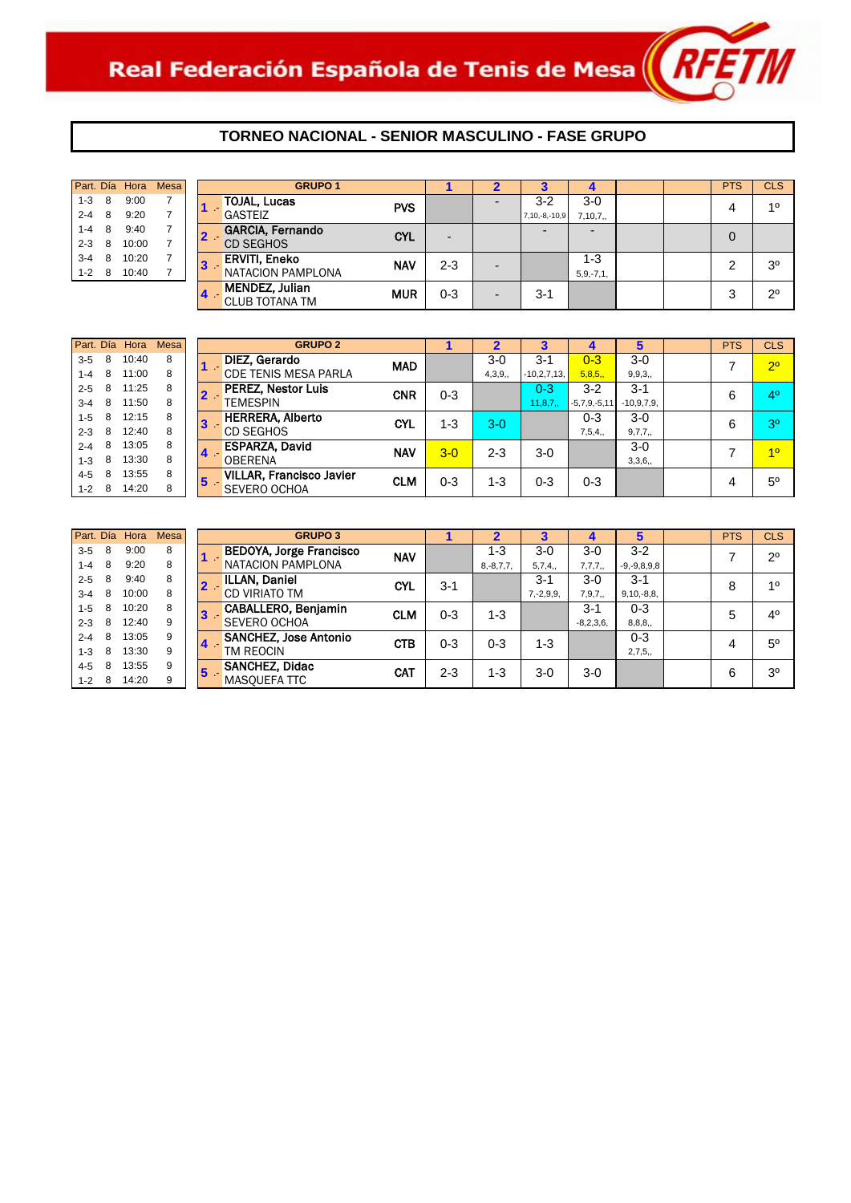# Real Federación Española de Tenis de Mesa

## TORNEO NACIONAL - SENIOR MASCULINO - FASE GRUPO

| Part. | Día | Hora | Mesa |
|---|---|---|---|
| 1-3 | 8 | 9:00 | 7 |
| 2-4 | 8 | 9:20 | 7 |
| 1-4 | 8 | 9:40 | 7 |
| 2-3 | 8 | 10:00 | 7 |
| 3-4 | 8 | 10:20 | 7 |
| 1-2 | 8 | 10:40 | 7 |

| GRUPO 1 | | | 1 | 2 | 3 | 4 | | | PTS | CLS |
|---|---|---|---|---|---|---|---|---|---|---|
| 1 .- | TOJAL, Lucas<br>GASTEIZ | PVS | | - | 3-2<br>7,10,-8,-10,9 | 3-0<br>7,10,7,, | | | 4 | 1º |
| 2 .- | GARCIA, Fernando<br>CD SEGHOS | CYL | - | | - | - | | | 0 | |
| 3 .- | ERVITI, Eneko<br>NATACION PAMPLONA | NAV | 2-3 | - | | 1-3<br>5,9,-7,1, | | | 2 | 3º |
| 4 .- | MENDEZ, Julian<br>CLUB TOTANA TM | MUR | 0-3 | - | 3-1 | | | | 3 | 2º |

| Part. | Día | Hora | Mesa |
|---|---|---|---|
| 3-5 | 8 | 10:40 | 8 |
| 1-4 | 8 | 11:00 | 8 |
| 2-5 | 8 | 11:25 | 8 |
| 3-4 | 8 | 11:50 | 8 |
| 1-5 | 8 | 12:15 | 8 |
| 2-3 | 8 | 12:40 | 8 |
| 2-4 | 8 | 13:05 | 8 |
| 1-3 | 8 | 13:30 | 8 |
| 4-5 | 8 | 13:55 | 8 |
| 1-2 | 8 | 14:20 | 8 |

| GRUPO 2 | | | 1 | 2 | 3 | 4 | 5 | | PTS | CLS |
|---|---|---|---|---|---|---|---|---|---|---|
| 1 .- | DIEZ, Gerardo<br>CDE TENIS MESA PARLA | MAD | | 3-0<br>4,3,9,, | 3-1<br>-10,2,7,13, | 0-3<br>5,8,5,, | 3-0<br>9,9,3,, | | 7 | 2º |
| 2 .- | PEREZ, Nestor Luis<br>TEMESPIN | CNR | 0-3 | | 0-3<br>11,8,7,, | 3-2<br>-5,7,9,-5,11 | 3-1<br>-10,9,7,9, | | 6 | 4º |
| 3 .- | HERRERA, Alberto<br>CD SEGHOS | CYL | 1-3 | 3-0 | | 0-3<br>7,5,4,, | 3-0<br>9,7,7,, | | 6 | 3º |
| 4 .- | ESPARZA, David<br>OBERENA | NAV | 3-0 | 2-3 | 3-0 | | 3-0<br>3,3,6,, | | 7 | 1º |
| 5 .- | VILLAR, Francisco Javier<br>SEVERO OCHOA | CLM | 0-3 | 1-3 | 0-3 | 0-3 | | | 4 | 5º |

| Part. | Día | Hora | Mesa |
|---|---|---|---|
| 3-5 | 8 | 9:00 | 8 |
| 1-4 | 8 | 9:20 | 8 |
| 2-5 | 8 | 9:40 | 8 |
| 3-4 | 8 | 10:00 | 8 |
| 1-5 | 8 | 10:20 | 8 |
| 2-3 | 8 | 12:40 | 9 |
| 2-4 | 8 | 13:05 | 9 |
| 1-3 | 8 | 13:30 | 9 |
| 4-5 | 8 | 13:55 | 9 |
| 1-2 | 8 | 14:20 | 9 |

| GRUPO 3 | | | 1 | 2 | 3 | 4 | 5 | | PTS | CLS |
|---|---|---|---|---|---|---|---|---|---|---|
| 1 .- | BEDOYA, Jorge Francisco<br>NATACION PAMPLONA | NAV | | 1-3<br>8,-8,7,7, | 3-0<br>5,7,4,, | 3-0<br>7,7,7,, | 3-2<br>-9,-9,8,9,8 | | 7 | 2º |
| 2 .- | ILLAN, Daniel<br>CD VIRIATO TM | CYL | 3-1 | | 3-1<br>7,-2,9,9, | 3-0<br>7,9,7,, | 3-1<br>9,10,-8,8, | | 8 | 1º |
| 3 .- | CABALLERO, Benjamin<br>SEVERO OCHOA | CLM | 0-3 | 1-3 | | 3-1<br>-8,2,3,6, | 0-3<br>8,8,8,, | | 5 | 4º |
| 4 .- | SANCHEZ, Jose Antonio<br>TM REOCIN | CTB | 0-3 | 0-3 | 1-3 | | 0-3<br>2,7,5,, | | 4 | 5º |
| 5 .- | SANCHEZ, Didac<br>MASQUEFA TTC | CAT | 2-3 | 1-3 | 3-0 | 3-0 | | | 6 | 3º |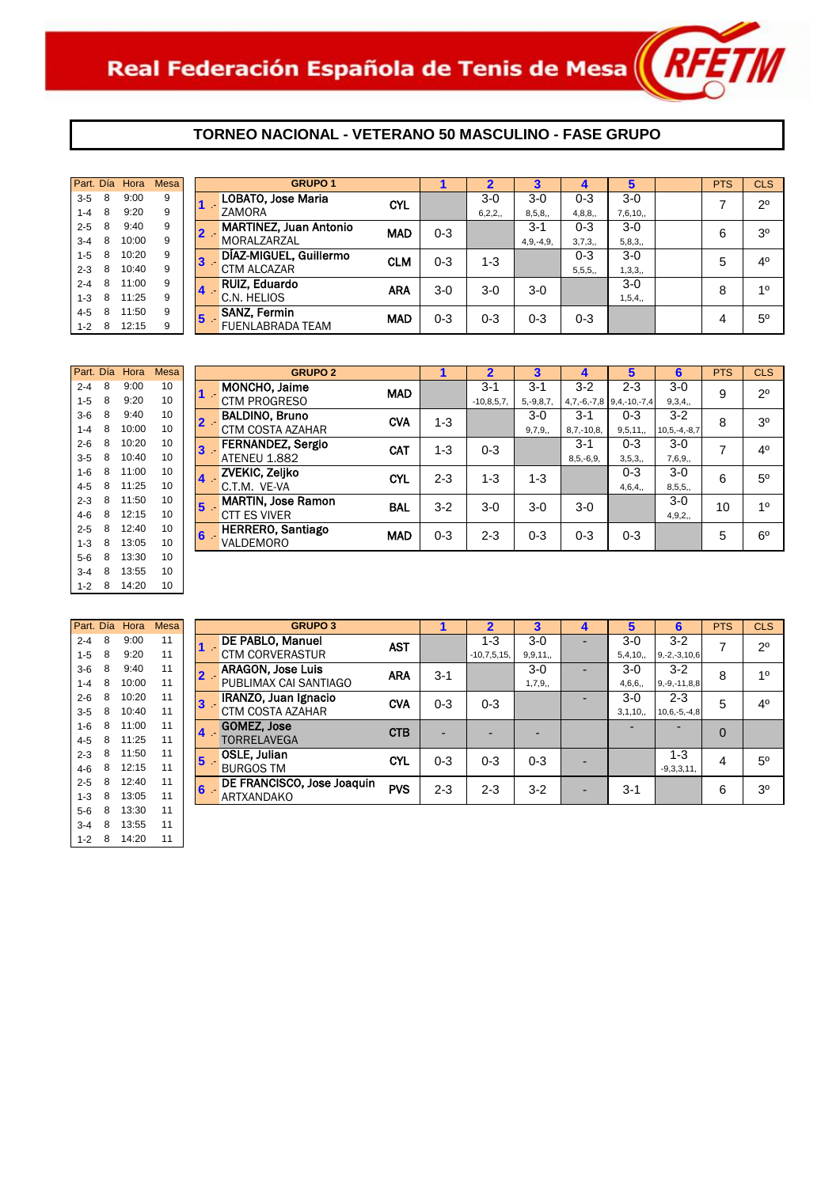Real Federación Española de Tenis de Mesa

# TORNEO NACIONAL - VETERANO 50 MASCULINO - FASE GRUPO

| Part. | Día | Hora | Mesa |
|---|---|---|---|
| 3-5 | 8 | 9:00 | 9 |
| 1-4 | 8 | 9:20 | 9 |
| 2-5 | 8 | 9:40 | 9 |
| 3-4 | 8 | 10:00 | 9 |
| 1-5 | 8 | 10:20 | 9 |
| 2-3 | 8 | 10:40 | 9 |
| 2-4 | 8 | 11:00 | 9 |
| 1-3 | 8 | 11:25 | 9 |
| 4-5 | 8 | 11:50 | 9 |
| 1-2 | 8 | 12:15 | 9 |

| GRUPO 1 | | | 1 | 2 | 3 | 4 | 5 | | PTS | CLS |
|---|---|---|---|---|---|---|---|---|---|---|
| 1 .- | LOBATO, Jose Maria<br>ZAMORA | CYL | | 3-0<br>6,2,2,, | 3-0<br>8,5,8,, | 0-3<br>4,8,8,, | 3-0<br>7,6,10,, | | 7 | 2º |
| 2 .- | MARTINEZ, Juan Antonio<br>MORALZARZAL | MAD | 0-3 | | 3-1<br>4,9,-4,9, | 0-3<br>3,7,3,, | 3-0<br>5,8,3,, | | 6 | 3º |
| 3 .- | DÍAZ-MIGUEL, Guillermo<br>CTM ALCAZAR | CLM | 0-3 | 1-3 | | 0-3<br>5,5,5,, | 3-0<br>1,3,3,, | | 5 | 4º |
| 4 .- | RUIZ, Eduardo<br>C.N. HELIOS | ARA | 3-0 | 3-0 | 3-0 | | 3-0<br>1,5,4,, | | 8 | 1º |
| 5 .- | SANZ, Fermin<br>FUENLABRADA TEAM | MAD | 0-3 | 0-3 | 0-3 | 0-3 | | | 4 | 5º |

| Part. | Día | Hora | Mesa |
|---|---|---|---|
| 2-4 | 8 | 9:00 | 10 |
| 1-5 | 8 | 9:20 | 10 |
| 3-6 | 8 | 9:40 | 10 |
| 1-4 | 8 | 10:00 | 10 |
| 2-6 | 8 | 10:20 | 10 |
| 3-5 | 8 | 10:40 | 10 |
| 1-6 | 8 | 11:00 | 10 |
| 4-5 | 8 | 11:25 | 10 |
| 2-3 | 8 | 11:50 | 10 |
| 4-6 | 8 | 12:15 | 10 |
| 2-5 | 8 | 12:40 | 10 |
| 1-3 | 8 | 13:05 | 10 |
| 5-6 | 8 | 13:30 | 10 |
| 3-4 | 8 | 13:55 | 10 |
| 1-2 | 8 | 14:20 | 10 |

| GRUPO 2 | | | 1 | 2 | 3 | 4 | 5 | 6 | PTS | CLS |
|---|---|---|---|---|---|---|---|---|---|---|
| 1 .- | MONCHO, Jaime<br>CTM PROGRESO | MAD | | 3-1<br>-10,8,5,7, | 3-1<br>5,-9,8,7, | 3-2<br>4,7,-6,-7,8 | 2-3<br>9,4,-10,-7,4 | 3-0<br>9,3,4,, | 9 | 2º |
| 2 .- | BALDINO, Bruno<br>CTM COSTA AZAHAR | CVA | 1-3 | | 3-0<br>9,7,9,, | 3-1<br>8,7,-10,8, | 0-3<br>9,5,11,, | 3-2<br>10,5,-4,-8,7 | 8 | 3º |
| 3 .- | FERNANDEZ, Sergio<br>ATENEU 1.882 | CAT | 1-3 | 0-3 | | 3-1<br>8,5,-6,9, | 0-3<br>3,5,3,, | 3-0<br>7,6,9,, | 7 | 4º |
| 4 .- | ZVEKIC, Zeljko<br>C.T.M. VE-VA | CYL | 2-3 | 1-3 | 1-3 | | 0-3<br>4,6,4,, | 3-0<br>8,5,5,, | 6 | 5º |
| 5 .- | MARTIN, Jose Ramon<br>CTT ES VIVER | BAL | 3-2 | 3-0 | 3-0 | 3-0 | | 3-0<br>4,9,2,, | 10 | 1º |
| 6 .- | HERRERO, Santiago<br>VALDEMORO | MAD | 0-3 | 2-3 | 0-3 | 0-3 | 0-3 | | 5 | 6º |

| Part. | Día | Hora | Mesa |
|---|---|---|---|
| 2-4 | 8 | 9:00 | 11 |
| 1-5 | 8 | 9:20 | 11 |
| 3-6 | 8 | 9:40 | 11 |
| 1-4 | 8 | 10:00 | 11 |
| 2-6 | 8 | 10:20 | 11 |
| 3-5 | 8 | 10:40 | 11 |
| 1-6 | 8 | 11:00 | 11 |
| 4-5 | 8 | 11:25 | 11 |
| 2-3 | 8 | 11:50 | 11 |
| 4-6 | 8 | 12:15 | 11 |
| 2-5 | 8 | 12:40 | 11 |
| 1-3 | 8 | 13:05 | 11 |
| 5-6 | 8 | 13:30 | 11 |
| 3-4 | 8 | 13:55 | 11 |
| 1-2 | 8 | 14:20 | 11 |

| GRUPO 3 | | | 1 | 2 | 3 | 4 | 5 | 6 | PTS | CLS |
|---|---|---|---|---|---|---|---|---|---|---|
| 1 .- | DE PABLO, Manuel<br>CTM CORVERASTUR | AST | | 1-3<br>-10,7,5,15, | 3-0<br>9,9,11,, | - | 3-0<br>5,4,10,, | 3-2<br>9,-2,-3,10,6 | 7 | 2º |
| 2 .- | ARAGON, Jose Luis<br>PUBLIMAX CAI SANTIAGO | ARA | 3-1 | | 3-0<br>1,7,9,, | - | 3-0<br>4,6,6,, | 3-2<br>9,-9,-11,8,8 | 8 | 1º |
| 3 .- | IRANZO, Juan Ignacio<br>CTM COSTA AZAHAR | CVA | 0-3 | 0-3 | | - | 3-0<br>3,1,10,, | 2-3<br>10,6,-5,-4,8 | 5 | 4º |
| 4 .- | GOMEZ, Jose<br>TORRELAVEGA | CTB | - | - | - | | - | - | 0 | |
| 5 .- | OSLE, Julian<br>BURGOS TM | CYL | 0-3 | 0-3 | 0-3 | - | | 1-3<br>-9,3,3,11, | 4 | 5º |
| 6 .- | DE FRANCISCO, Jose Joaquin<br>ARTXANDAKO | PVS | 2-3 | 2-3 | 3-2 | - | 3-1 | | 6 | 3º |